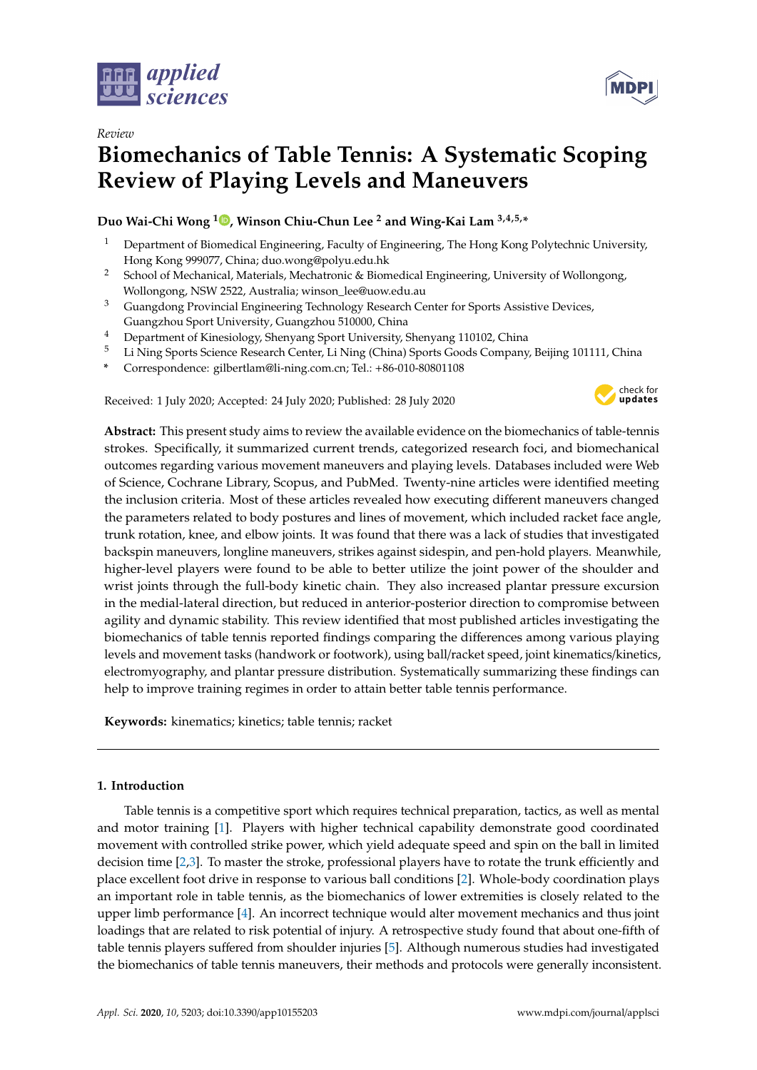*Review*

# Biomechanics of Table Tennis: A Systematic Scoping Review of Playing Levels and Maneuvers

**Duo Wai-Chi Wong [1], Winson Chiu-Chun Lee [2] and Wing-Kai Lam [3,4,5,*]**

[1] Department of Biomedical Engineering, Faculty of Engineering, The Hong Kong Polytechnic University, Hong Kong 999077, China; duo.wong@polyu.edu.hk

[2] School of Mechanical, Materials, Mechatronic & Biomedical Engineering, University of Wollongong, Wollongong, NSW 2522, Australia; winson_lee@uow.edu.au

[3] Guangdong Provincial Engineering Technology Research Center for Sports Assistive Devices, Guangzhou Sport University, Guangzhou 510000, China

[4] Department of Kinesiology, Shenyang Sport University, Shenyang 110102, China

[5] Li Ning Sports Science Research Center, Li Ning (China) Sports Goods Company, Beijing 101111, China

\* Correspondence: gilbertlam@li-ning.com.cn; Tel.: +86-010-80801108

Received: 1 July 2020; Accepted: 24 July 2020; Published: 28 July 2020

**Abstract:** This present study aims to review the available evidence on the biomechanics of table-tennis strokes. Specifically, it summarized current trends, categorized research foci, and biomechanical outcomes regarding various movement maneuvers and playing levels. Databases included were Web of Science, Cochrane Library, Scopus, and PubMed. Twenty-nine articles were identified meeting the inclusion criteria. Most of these articles revealed how executing different maneuvers changed the parameters related to body postures and lines of movement, which included racket face angle, trunk rotation, knee, and elbow joints. It was found that there was a lack of studies that investigated backspin maneuvers, longline maneuvers, strikes against sidespin, and pen-hold players. Meanwhile, higher-level players were found to be able to better utilize the joint power of the shoulder and wrist joints through the full-body kinetic chain. They also increased plantar pressure excursion in the medial-lateral direction, but reduced in anterior-posterior direction to compromise between agility and dynamic stability. This review identified that most published articles investigating the biomechanics of table tennis reported findings comparing the differences among various playing levels and movement tasks (handwork or footwork), using ball/racket speed, joint kinematics/kinetics, electromyography, and plantar pressure distribution. Systematically summarizing these findings can help to improve training regimes in order to attain better table tennis performance.

**Keywords:** kinematics; kinetics; table tennis; racket

## 1. Introduction

Table tennis is a competitive sport which requires technical preparation, tactics, as well as mental and motor training [1]. Players with higher technical capability demonstrate good coordinated movement with controlled strike power, which yield adequate speed and spin on the ball in limited decision time [2,3]. To master the stroke, professional players have to rotate the trunk efficiently and place excellent foot drive in response to various ball conditions [2]. Whole-body coordination plays an important role in table tennis, as the biomechanics of lower extremities is closely related to the upper limb performance [4]. An incorrect technique would alter movement mechanics and thus joint loadings that are related to risk potential of injury. A retrospective study found that about one-fifth of table tennis players suffered from shoulder injuries [5]. Although numerous studies had investigated the biomechanics of table tennis maneuvers, their methods and protocols were generally inconsistent.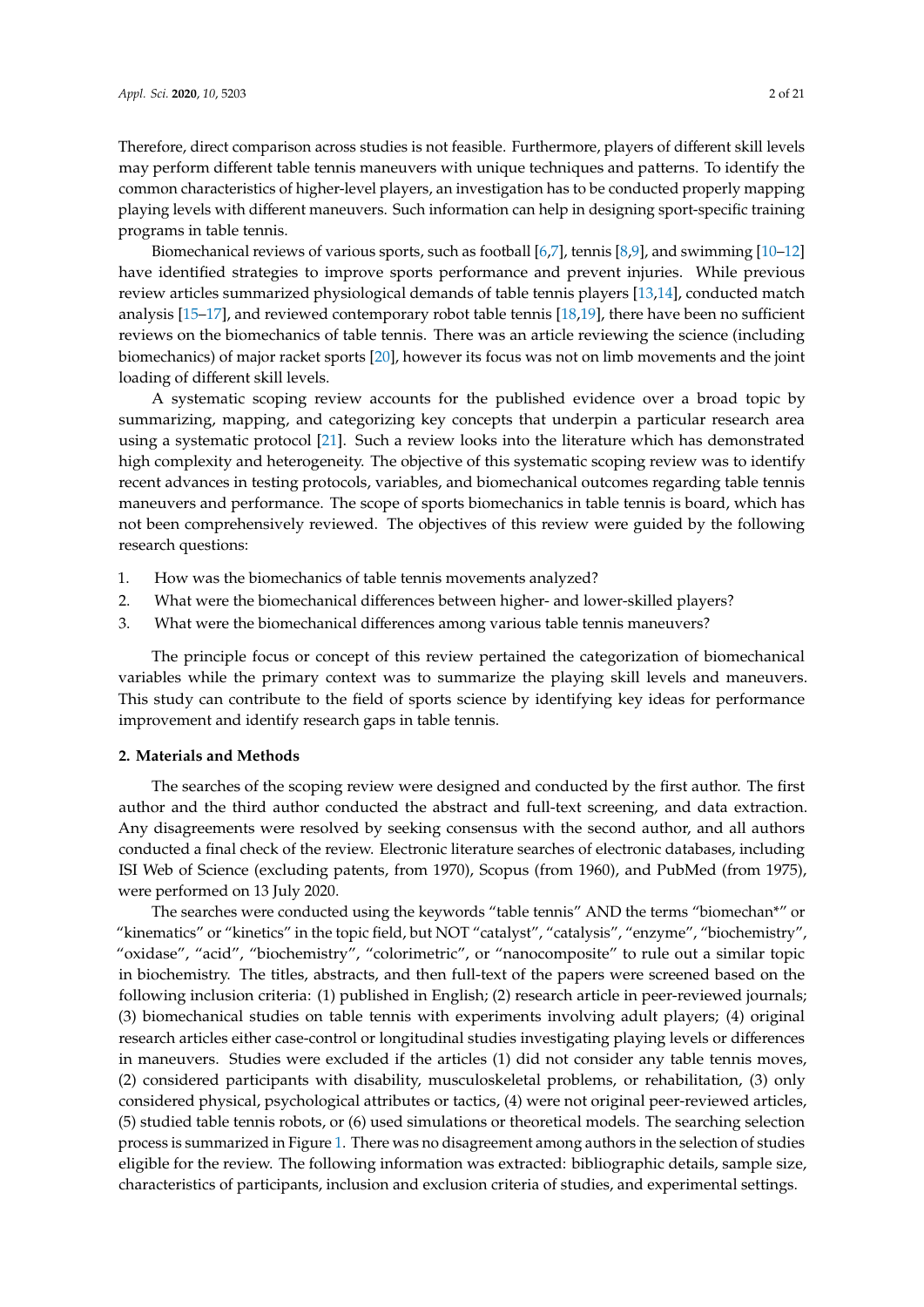Therefore, direct comparison across studies is not feasible. Furthermore, players of different skill levels may perform different table tennis maneuvers with unique techniques and patterns. To identify the common characteristics of higher-level players, an investigation has to be conducted properly mapping playing levels with different maneuvers. Such information can help in designing sport-specific training programs in table tennis.

Biomechanical reviews of various sports, such as football [6,7], tennis [8,9], and swimming [10–12] have identified strategies to improve sports performance and prevent injuries. While previous review articles summarized physiological demands of table tennis players [13,14], conducted match analysis [15–17], and reviewed contemporary robot table tennis [18,19], there have been no sufficient reviews on the biomechanics of table tennis. There was an article reviewing the science (including biomechanics) of major racket sports [20], however its focus was not on limb movements and the joint loading of different skill levels.

A systematic scoping review accounts for the published evidence over a broad topic by summarizing, mapping, and categorizing key concepts that underpin a particular research area using a systematic protocol [21]. Such a review looks into the literature which has demonstrated high complexity and heterogeneity. The objective of this systematic scoping review was to identify recent advances in testing protocols, variables, and biomechanical outcomes regarding table tennis maneuvers and performance. The scope of sports biomechanics in table tennis is board, which has not been comprehensively reviewed. The objectives of this review were guided by the following research questions:

1. How was the biomechanics of table tennis movements analyzed?
2. What were the biomechanical differences between higher- and lower-skilled players?
3. What were the biomechanical differences among various table tennis maneuvers?

The principle focus or concept of this review pertained the categorization of biomechanical variables while the primary context was to summarize the playing skill levels and maneuvers. This study can contribute to the field of sports science by identifying key ideas for performance improvement and identify research gaps in table tennis.

## 2. Materials and Methods

The searches of the scoping review were designed and conducted by the first author. The first author and the third author conducted the abstract and full-text screening, and data extraction. Any disagreements were resolved by seeking consensus with the second author, and all authors conducted a final check of the review. Electronic literature searches of electronic databases, including ISI Web of Science (excluding patents, from 1970), Scopus (from 1960), and PubMed (from 1975), were performed on 13 July 2020.

The searches were conducted using the keywords "table tennis" AND the terms "biomechan*" or "kinematics" or "kinetics" in the topic field, but NOT "catalyst", "catalysis", "enzyme", "biochemistry", "oxidase", "acid", "biochemistry", "colorimetric", or "nanocomposite" to rule out a similar topic in biochemistry. The titles, abstracts, and then full-text of the papers were screened based on the following inclusion criteria: (1) published in English; (2) research article in peer-reviewed journals; (3) biomechanical studies on table tennis with experiments involving adult players; (4) original research articles either case-control or longitudinal studies investigating playing levels or differences in maneuvers. Studies were excluded if the articles (1) did not consider any table tennis moves, (2) considered participants with disability, musculoskeletal problems, or rehabilitation, (3) only considered physical, psychological attributes or tactics, (4) were not original peer-reviewed articles, (5) studied table tennis robots, or (6) used simulations or theoretical models. The searching selection process is summarized in Figure 1. There was no disagreement among authors in the selection of studies eligible for the review. The following information was extracted: bibliographic details, sample size, characteristics of participants, inclusion and exclusion criteria of studies, and experimental settings.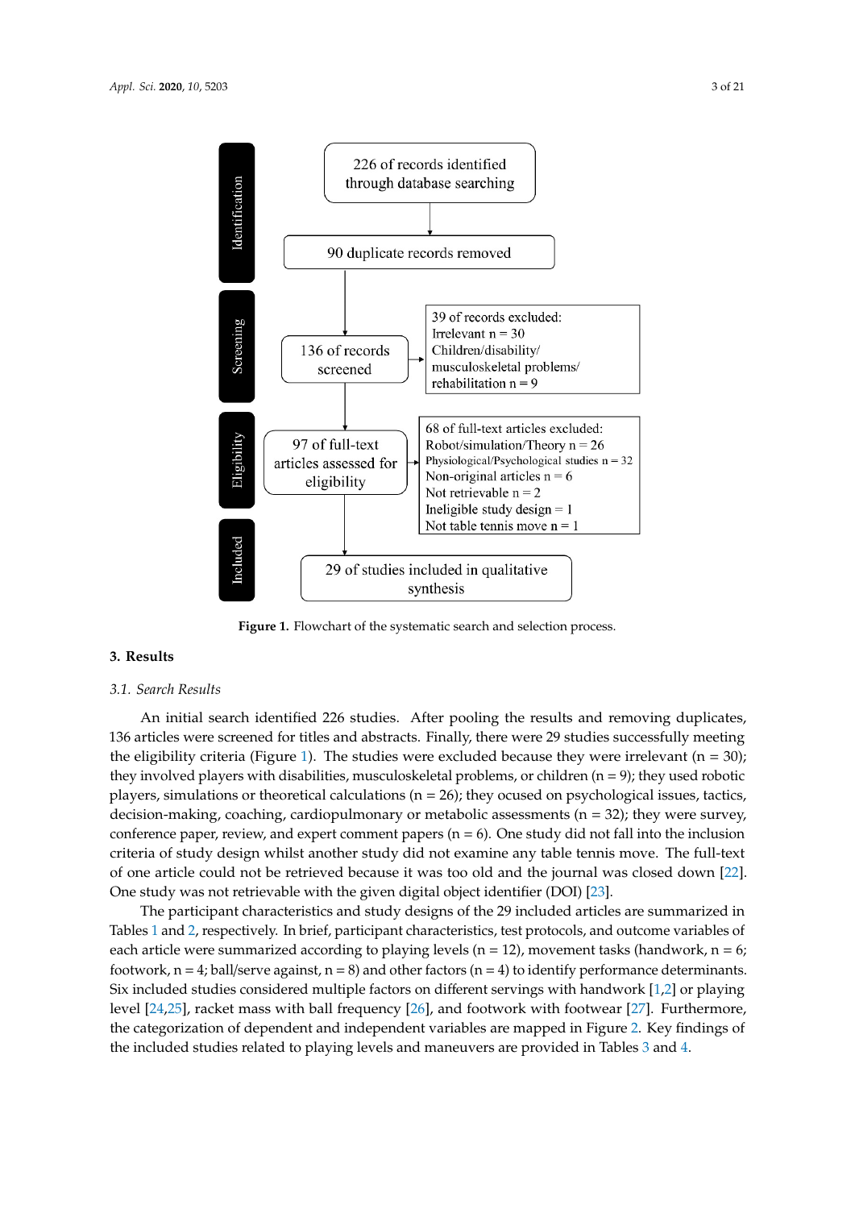Identification

226 of records identified through database searching

90 duplicate records removed

Screening

136 of records screened

39 of records excluded:
Irrelevant n = 30
Children/disability/musculoskeletal problems/rehabilitation n = 9

Eligibility

97 of full-text articles assessed for eligibility

68 of full-text articles excluded:
Robot/simulation/Theory n = 26
Physiological/Psychological studies n = 32
Non-original articles n = 6
Not retrievable n = 2
Ineligible study design = 1
Not table tennis move n = 1

Included

29 of studies included in qualitative synthesis

**Figure 1.** Flowchart of the systematic search and selection process.

## 3. Results

### *3.1. Search Results*

An initial search identified 226 studies. After pooling the results and removing duplicates, 136 articles were screened for titles and abstracts. Finally, there were 29 studies successfully meeting the eligibility criteria (Figure 1). The studies were excluded because they were irrelevant (n = 30); they involved players with disabilities, musculoskeletal problems, or children (n = 9); they used robotic players, simulations or theoretical calculations (n = 26); they ocused on psychological issues, tactics, decision-making, coaching, cardiopulmonary or metabolic assessments (n = 32); they were survey, conference paper, review, and expert comment papers (n = 6). One study did not fall into the inclusion criteria of study design whilst another study did not examine any table tennis move. The full-text of one article could not be retrieved because it was too old and the journal was closed down [22]. One study was not retrievable with the given digital object identifier (DOI) [23].

The participant characteristics and study designs of the 29 included articles are summarized in Tables 1 and 2, respectively. In brief, participant characteristics, test protocols, and outcome variables of each article were summarized according to playing levels (n = 12), movement tasks (handwork, n = 6; footwork, n = 4; ball/serve against, n = 8) and other factors (n = 4) to identify performance determinants. Six included studies considered multiple factors on different servings with handwork [1,2] or playing level [24,25], racket mass with ball frequency [26], and footwork with footwear [27]. Furthermore, the categorization of dependent and independent variables are mapped in Figure 2. Key findings of the included studies related to playing levels and maneuvers are provided in Tables 3 and 4.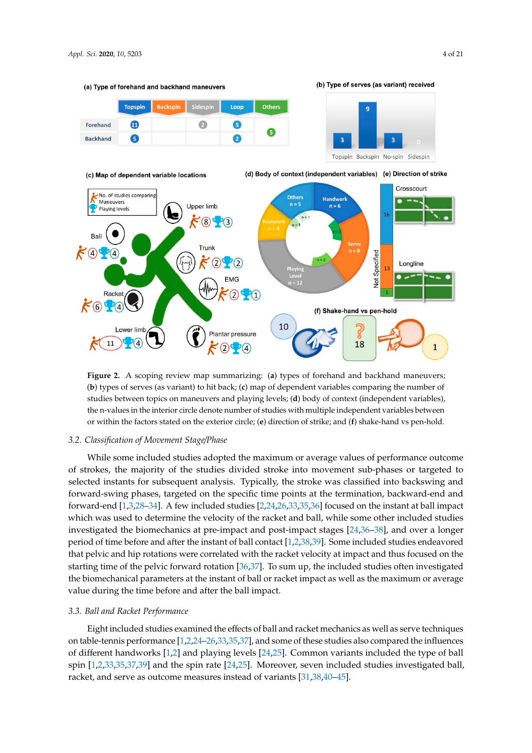**Figure 2.** A scoping review map summarizing: (**a**) types of forehand and backhand maneuvers; (**b**) types of serves (as variant) to hit back; (**c**) map of dependent variables comparing the number of studies between topics on maneuvers and playing levels; (**d**) body of context (independent variables), the n-values in the interior circle denote number of studies with multiple independent variables between or within the factors stated on the exterior circle; (**e**) direction of strike; and (**f**) shake-hand vs pen-hold.

## 3.2. Classification of Movement Stage/Phase

While some included studies adopted the maximum or average values of performance outcome of strokes, the majority of the studies divided stroke into movement sub-phases or targeted to selected instants for subsequent analysis. Typically, the stroke was classified into backswing and forward-swing phases, targeted on the specific time points at the termination, backward-end and forward-end [1,3,28–34]. A few included studies [2,24,26,33,35,36] focused on the instant at ball impact which was used to determine the velocity of the racket and ball, while some other included studies investigated the biomechanics at pre-impact and post-impact stages [24,36–38], and over a longer period of time before and after the instant of ball contact [1,2,38,39]. Some included studies endeavored that pelvic and hip rotations were correlated with the racket velocity at impact and thus focused on the starting time of the pelvic forward rotation [36,37]. To sum up, the included studies often investigated the biomechanical parameters at the instant of ball or racket impact as well as the maximum or average value during the time before and after the ball impact.

## 3.3. Ball and Racket Performance

Eight included studies examined the effects of ball and racket mechanics as well as serve techniques on table-tennis performance [1,2,24–26,33,35,37], and some of these studies also compared the influences of different handworks [1,2] and playing levels [24,25]. Common variants included the type of ball spin [1,2,33,35,37,39] and the spin rate [24,25]. Moreover, seven included studies investigated ball, racket, and serve as outcome measures instead of variants [31,38,40–45].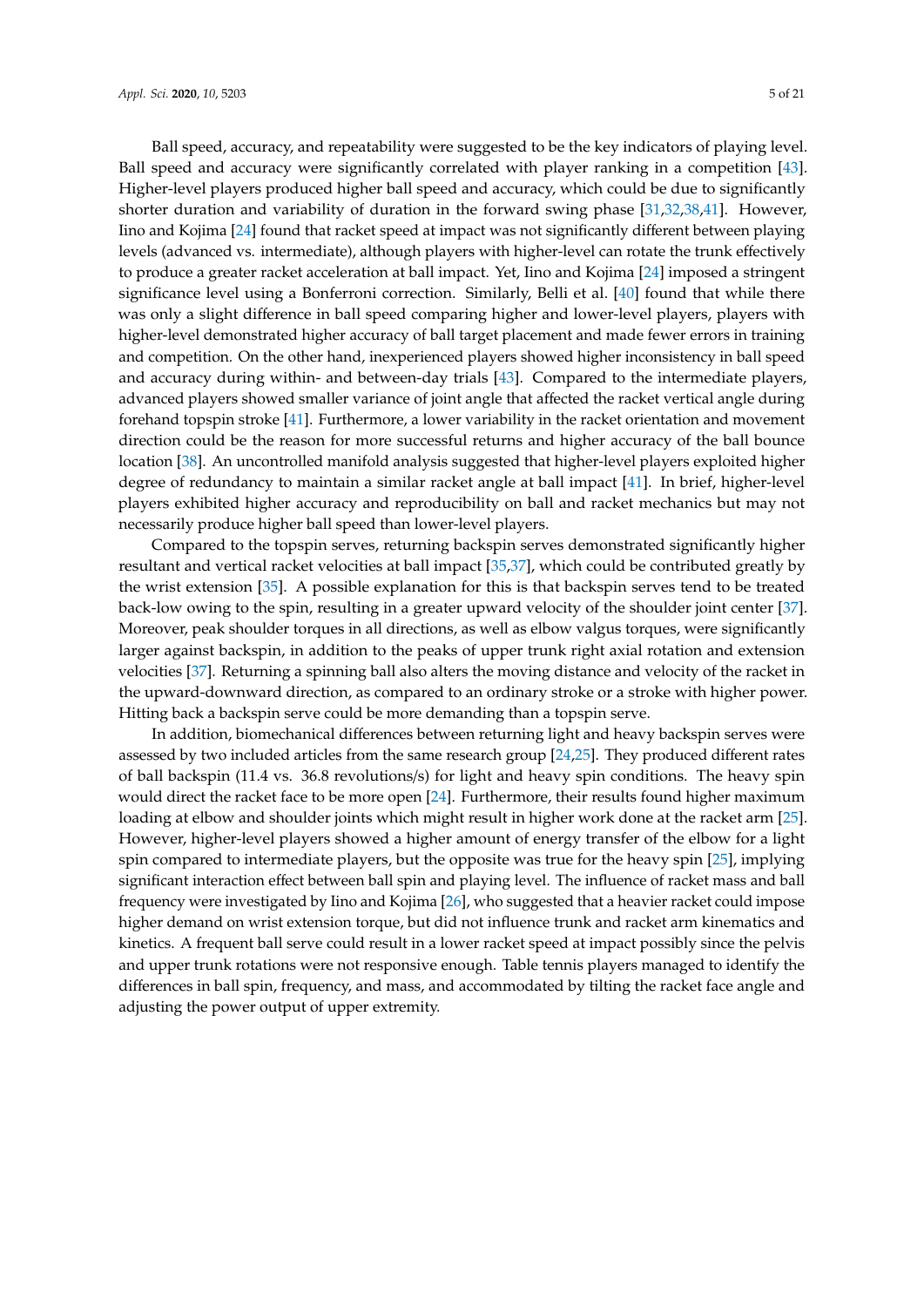Ball speed, accuracy, and repeatability were suggested to be the key indicators of playing level. Ball speed and accuracy were significantly correlated with player ranking in a competition [43]. Higher-level players produced higher ball speed and accuracy, which could be due to significantly shorter duration and variability of duration in the forward swing phase [31,32,38,41]. However, Iino and Kojima [24] found that racket speed at impact was not significantly different between playing levels (advanced vs. intermediate), although players with higher-level can rotate the trunk effectively to produce a greater racket acceleration at ball impact. Yet, Iino and Kojima [24] imposed a stringent significance level using a Bonferroni correction. Similarly, Belli et al. [40] found that while there was only a slight difference in ball speed comparing higher and lower-level players, players with higher-level demonstrated higher accuracy of ball target placement and made fewer errors in training and competition. On the other hand, inexperienced players showed higher inconsistency in ball speed and accuracy during within- and between-day trials [43]. Compared to the intermediate players, advanced players showed smaller variance of joint angle that affected the racket vertical angle during forehand topspin stroke [41]. Furthermore, a lower variability in the racket orientation and movement direction could be the reason for more successful returns and higher accuracy of the ball bounce location [38]. An uncontrolled manifold analysis suggested that higher-level players exploited higher degree of redundancy to maintain a similar racket angle at ball impact [41]. In brief, higher-level players exhibited higher accuracy and reproducibility on ball and racket mechanics but may not necessarily produce higher ball speed than lower-level players.

Compared to the topspin serves, returning backspin serves demonstrated significantly higher resultant and vertical racket velocities at ball impact [35,37], which could be contributed greatly by the wrist extension [35]. A possible explanation for this is that backspin serves tend to be treated back-low owing to the spin, resulting in a greater upward velocity of the shoulder joint center [37]. Moreover, peak shoulder torques in all directions, as well as elbow valgus torques, were significantly larger against backspin, in addition to the peaks of upper trunk right axial rotation and extension velocities [37]. Returning a spinning ball also alters the moving distance and velocity of the racket in the upward-downward direction, as compared to an ordinary stroke or a stroke with higher power. Hitting back a backspin serve could be more demanding than a topspin serve.

In addition, biomechanical differences between returning light and heavy backspin serves were assessed by two included articles from the same research group [24,25]. They produced different rates of ball backspin (11.4 vs. 36.8 revolutions/s) for light and heavy spin conditions. The heavy spin would direct the racket face to be more open [24]. Furthermore, their results found higher maximum loading at elbow and shoulder joints which might result in higher work done at the racket arm [25]. However, higher-level players showed a higher amount of energy transfer of the elbow for a light spin compared to intermediate players, but the opposite was true for the heavy spin [25], implying significant interaction effect between ball spin and playing level. The influence of racket mass and ball frequency were investigated by Iino and Kojima [26], who suggested that a heavier racket could impose higher demand on wrist extension torque, but did not influence trunk and racket arm kinematics and kinetics. A frequent ball serve could result in a lower racket speed at impact possibly since the pelvis and upper trunk rotations were not responsive enough. Table tennis players managed to identify the differences in ball spin, frequency, and mass, and accommodated by tilting the racket face angle and adjusting the power output of upper extremity.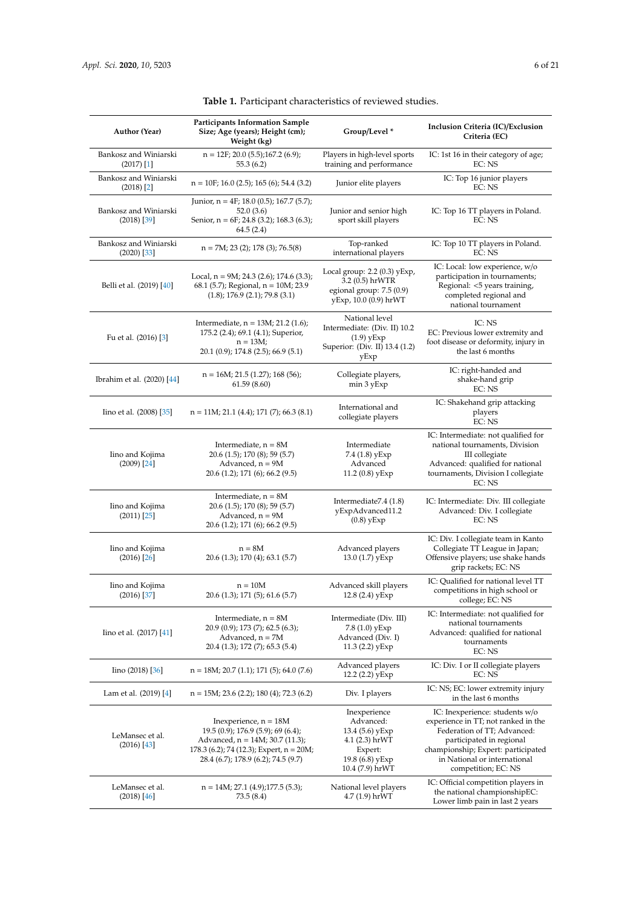**Table 1.** Participant characteristics of reviewed studies.

| Author (Year) | Participants Information Sample Size; Age (years); Height (cm); Weight (kg) | Group/Level * | Inclusion Criteria (IC)/Exclusion Criteria (EC) |
|---|---|---|---|
| Bankosz and Winiarski (2017) [1] | n = 12F; 20.0 (5.5);167.2 (6.9); 55.3 (6.2) | Players in high-level sports training and performance | IC: 1st 16 in their category of age; EC: NS |
| Bankosz and Winiarski (2018) [2] | n = 10F; 16.0 (2.5); 165 (6); 54.4 (3.2) | Junior elite players | IC: Top 16 junior players EC: NS |
| Bankosz and Winiarski (2018) [39] | Junior, n = 4F; 18.0 (0.5); 167.7 (5.7); 52.0 (3.6) Senior, n = 6F; 24.8 (3.2); 168.3 (6.3); 64.5 (2.4) | Junior and senior high sport skill players | IC: Top 16 TT players in Poland. EC: NS |
| Bankosz and Winiarski (2020) [33] | n = 7M; 23 (2); 178 (3); 76.5(8) | Top-ranked international players | IC: Top 10 TT players in Poland. EC: NS |
| Belli et al. (2019) [40] | Local, n = 9M; 24.3 (2.6); 174.6 (3.3); 68.1 (5.7); Regional, n = 10M; 23.9 (1.8); 176.9 (2.1); 79.8 (3.1) | Local group: 2.2 (0.3) yExp, 3.2 (0.5) hrWTR egional group: 7.5 (0.9) yExp, 10.0 (0.9) hrWT | IC: Local: low experience, w/o participation in tournaments; Regional: <5 years training, completed regional and national tournament |
| Fu et al. (2016) [3] | Intermediate, n = 13M; 21.2 (1.6); 175.2 (2.4); 69.1 (4.1); Superior, n = 13M; 20.1 (0.9); 174.8 (2.5); 66.9 (5.1) | National level Intermediate: (Div. II) 10.2 (1.9) yExp Superior: (Div. II) 13.4 (1.2) yExp | IC: NS EC: Previous lower extremity and foot disease or deformity, injury in the last 6 months |
| Ibrahim et al. (2020) [44] | n = 16M; 21.5 (1.27); 168 (56); 61.59 (8.60) | Collegiate players, min 3 yExp | IC: right-handed and shake-hand grip EC: NS |
| Iino et al. (2008) [35] | n = 11M; 21.1 (4.4); 171 (7); 66.3 (8.1) | International and collegiate players | IC: Shakehand grip attacking players EC: NS |
| Iino and Kojima (2009) [24] | Intermediate, n = 8M 20.6 (1.5); 170 (8); 59 (5.7) Advanced, n = 9M 20.6 (1.2); 171 (6); 66.2 (9.5) | Intermediate 7.4 (1.8) yExp Advanced 11.2 (0.8) yExp | IC: Intermediate: not qualified for national tournaments, Division III collegiate Advanced: qualified for national tournaments, Division I collegiate EC: NS |
| Iino and Kojima (2011) [25] | Intermediate, n = 8M 20.6 (1.5); 170 (8); 59 (5.7) Advanced, n = 9M 20.6 (1.2); 171 (6); 66.2 (9.5) | Intermediate7.4 (1.8) yExpAdvanced11.2 (0.8) yExp | IC: Intermediate: Div. III collegiate Advanced: Div. I collegiate EC: NS |
| Iino and Kojima (2016) [26] | n = 8M 20.6 (1.3); 170 (4); 63.1 (5.7) | Advanced players 13.0 (1.7) yExp | IC: Div. I collegiate team in Kanto Collegiate TT League in Japan; Offensive players; use shake hands grip rackets; EC: NS |
| Iino and Kojima (2016) [37] | n = 10M 20.6 (1.3); 171 (5); 61.6 (5.7) | Advanced skill players 12.8 (2.4) yExp | IC: Qualified for national level TT competitions in high school or college; EC: NS |
| Iino et al. (2017) [41] | Intermediate, n = 8M 20.9 (0.9); 173 (7); 62.5 (6.3); Advanced, n = 7M 20.4 (1.3); 172 (7); 65.3 (5.4) | Intermediate (Div. III) 7.8 (1.0) yExp Advanced (Div. I) 11.3 (2.2) yExp | IC: Intermediate: not qualified for national tournaments Advanced: qualified for national tournaments EC: NS |
| Iino (2018) [36] | n = 18M; 20.7 (1.1); 171 (5); 64.0 (7.6) | Advanced players 12.2 (2.2) yExp | IC: Div. I or II collegiate players EC: NS |
| Lam et al. (2019) [4] | n = 15M; 23.6 (2.2); 180 (4); 72.3 (6.2) | Div. I players | IC: NS; EC: lower extremity injury in the last 6 months |
| LeMansec et al. (2016) [43] | Inexperience, n = 18M 19.5 (0.9); 176.9 (5.9); 69 (6.4); Advanced, n = 14M; 30.7 (11.3); 178.3 (6.2); 74 (12.3); Expert, n = 20M; 28.4 (6.7); 178.9 (6.2); 74.5 (9.7) | Inexperience Advanced: 13.4 (5.6) yExp 4.1 (2.3) hrWT Expert: 19.8 (6.8) yExp 10.4 (7.9) hrWT | IC: Inexperience: students w/o experience in TT; not ranked in the Federation of TT; Advanced: participated in regional championship; Expert: participated in National or international competition; EC: NS |
| LeMansec et al. (2018) [46] | n = 14M; 27.1 (4.9);177.5 (5.3); 73.5 (8.4) | National level players 4.7 (1.9) hrWT | IC: Official competition players in the national championshipEC: Lower limb pain in last 2 years |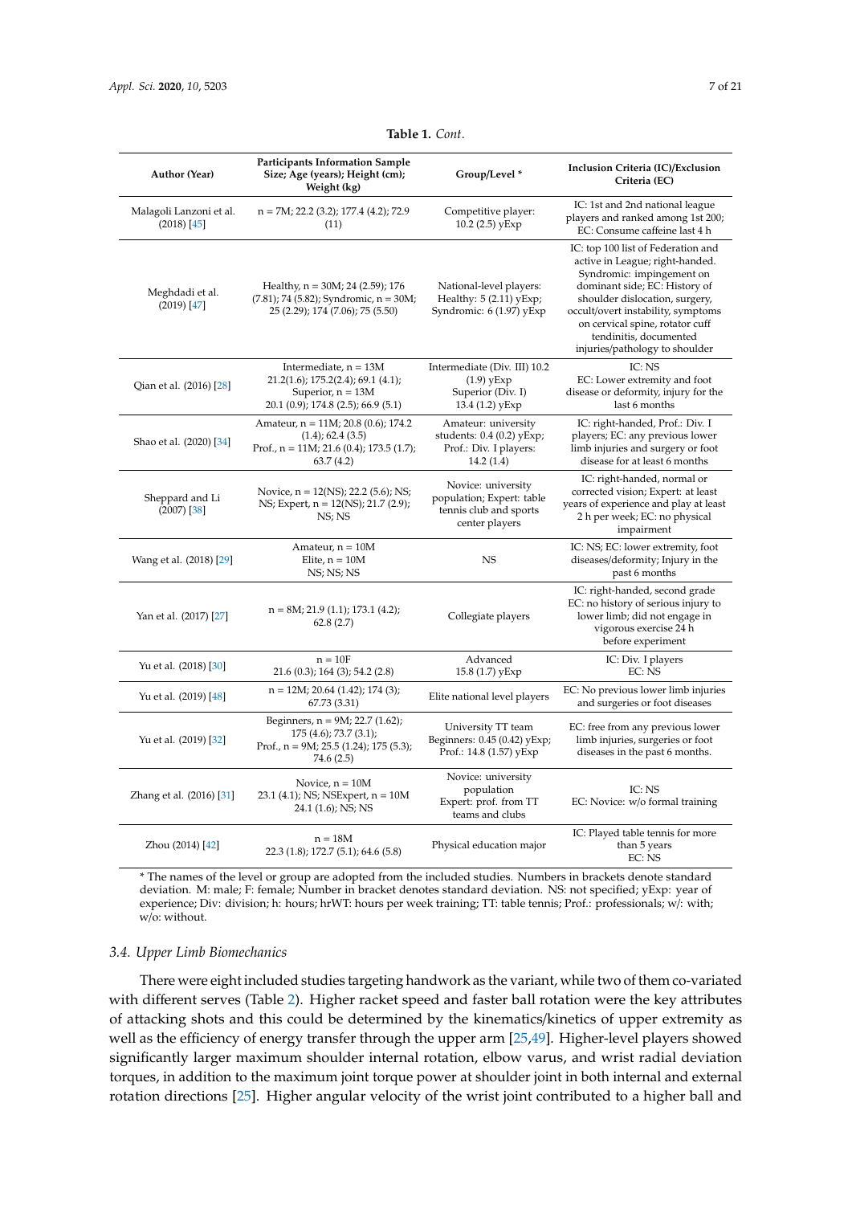**Table 1.** *Cont.*

| Author (Year) | Participants Information Sample Size; Age (years); Height (cm); Weight (kg) | Group/Level * | Inclusion Criteria (IC)/Exclusion Criteria (EC) |
|---|---|---|---|
| Malagoli Lanzoni et al. (2018) [45] | n = 7M; 22.2 (3.2); 177.4 (4.2); 72.9 (11) | Competitive player: 10.2 (2.5) yExp | IC: 1st and 2nd national league players and ranked among 1st 200; EC: Consume caffeine last 4 h |
| Meghdadi et al. (2019) [47] | Healthy, n = 30M; 24 (2.59); 176 (7.81); 74 (5.82); Syndromic, n = 30M; 25 (2.29); 174 (7.06); 75 (5.50) | National-level players: Healthy: 5 (2.11) yExp; Syndromic: 6 (1.97) yExp | IC: top 100 list of Federation and active in League; right-handed. Syndromic: impingement on dominant side; EC: History of shoulder dislocation, surgery, occult/overt instability, symptoms on cervical spine, rotator cuff tendinitis, documented injuries/pathology to shoulder |
| Qian et al. (2016) [28] | Intermediate, n = 13M 21.2(1.6); 175.2(2.4); 69.1 (4.1); Superior, n = 13M 20.1 (0.9); 174.8 (2.5); 66.9 (5.1) | Intermediate (Div. III) 10.2 (1.9) yExp Superior (Div. I) 13.4 (1.2) yExp | IC: NS EC: Lower extremity and foot disease or deformity, injury for the last 6 months |
| Shao et al. (2020) [34] | Amateur, n = 11M; 20.8 (0.6); 174.2 (1.4); 62.4 (3.5) Prof., n = 11M; 21.6 (0.4); 173.5 (1.7); 63.7 (4.2) | Amateur: university students: 0.4 (0.2) yExp; Prof.: Div. I players: 14.2 (1.4) | IC: right-handed, Prof.: Div. I players; EC: any previous lower limb injuries and surgery or foot disease for at least 6 months |
| Sheppard and Li (2007) [38] | Novice, n = 12(NS); 22.2 (5.6); NS; NS; Expert, n = 12(NS); 21.7 (2.9); NS; NS | Novice: university population; Expert: table tennis club and sports center players | IC: right-handed, normal or corrected vision; Expert: at least years of experience and play at least 2 h per week; EC: no physical impairment |
| Wang et al. (2018) [29] | Amateur, n = 10M Elite, n = 10M NS; NS; NS | NS | IC: NS; EC: lower extremity, foot diseases/deformity; Injury in the past 6 months |
| Yan et al. (2017) [27] | n = 8M; 21.9 (1.1); 173.1 (4.2); 62.8 (2.7) | Collegiate players | IC: right-handed, second grade EC: no history of serious injury to lower limb; did not engage in vigorous exercise 24 h before experiment |
| Yu et al. (2018) [30] | n = 10F 21.6 (0.3); 164 (3); 54.2 (2.8) | Advanced 15.8 (1.7) yExp | IC: Div. I players EC: NS |
| Yu et al. (2019) [48] | n = 12M; 20.64 (1.42); 174 (3); 67.73 (3.31) | Elite national level players | EC: No previous lower limb injuries and surgeries or foot diseases |
| Yu et al. (2019) [32] | Beginners, n = 9M; 22.7 (1.62); 175 (4.6); 73.7 (3.1); Prof., n = 9M; 25.5 (1.24); 175 (5.3); 74.6 (2.5) | University TT team Beginners: 0.45 (0.42) yExp; Prof.: 14.8 (1.57) yExp | EC: free from any previous lower limb injuries, surgeries or foot diseases in the past 6 months. |
| Zhang et al. (2016) [31] | Novice, n = 10M 23.1 (4.1); NS; NSExpert, n = 10M 24.1 (1.6); NS; NS | Novice: university population Expert: prof. from TT teams and clubs | IC: NS EC: Novice: w/o formal training |
| Zhou (2014) [42] | n = 18M 22.3 (1.8); 172.7 (5.1); 64.6 (5.8) | Physical education major | IC: Played table tennis for more than 5 years EC: NS |

\* The names of the level or group are adopted from the included studies. Numbers in brackets denote standard deviation. M: male; F: female; Number in bracket denotes standard deviation. NS: not specified; yExp: year of experience; Div: division; h: hours; hrWT: hours per week training; TT: table tennis; Prof.: professionals; w/: with; w/o: without.

### 3.4. Upper Limb Biomechanics

There were eight included studies targeting handwork as the variant, while two of them co-variated with different serves (Table 2). Higher racket speed and faster ball rotation were the key attributes of attacking shots and this could be determined by the kinematics/kinetics of upper extremity as well as the efficiency of energy transfer through the upper arm [25,49]. Higher-level players showed significantly larger maximum shoulder internal rotation, elbow varus, and wrist radial deviation torques, in addition to the maximum joint torque power at shoulder joint in both internal and external rotation directions [25]. Higher angular velocity of the wrist joint contributed to a higher ball and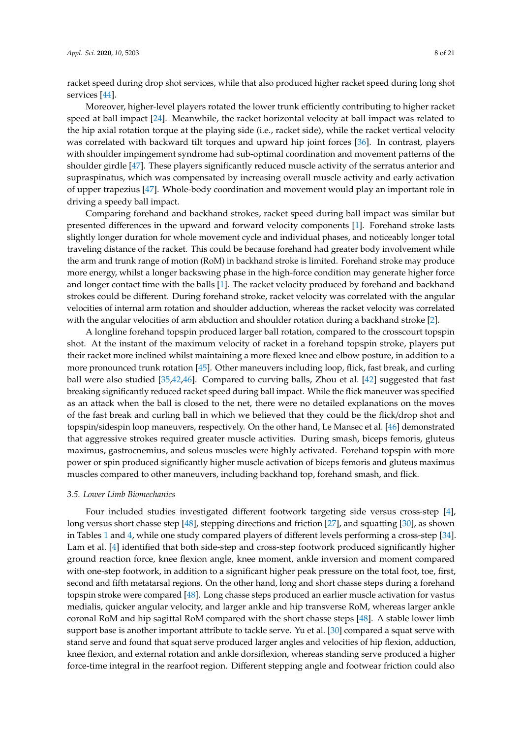racket speed during drop shot services, while that also produced higher racket speed during long shot services [44].

Moreover, higher-level players rotated the lower trunk efficiently contributing to higher racket speed at ball impact [24]. Meanwhile, the racket horizontal velocity at ball impact was related to the hip axial rotation torque at the playing side (i.e., racket side), while the racket vertical velocity was correlated with backward tilt torques and upward hip joint forces [36]. In contrast, players with shoulder impingement syndrome had sub-optimal coordination and movement patterns of the shoulder girdle [47]. These players significantly reduced muscle activity of the serratus anterior and supraspinatus, which was compensated by increasing overall muscle activity and early activation of upper trapezius [47]. Whole-body coordination and movement would play an important role in driving a speedy ball impact.

Comparing forehand and backhand strokes, racket speed during ball impact was similar but presented differences in the upward and forward velocity components [1]. Forehand stroke lasts slightly longer duration for whole movement cycle and individual phases, and noticeably longer total traveling distance of the racket. This could be because forehand had greater body involvement while the arm and trunk range of motion (RoM) in backhand stroke is limited. Forehand stroke may produce more energy, whilst a longer backswing phase in the high-force condition may generate higher force and longer contact time with the balls [1]. The racket velocity produced by forehand and backhand strokes could be different. During forehand stroke, racket velocity was correlated with the angular velocities of internal arm rotation and shoulder adduction, whereas the racket velocity was correlated with the angular velocities of arm abduction and shoulder rotation during a backhand stroke [2].

A longline forehand topspin produced larger ball rotation, compared to the crosscourt topspin shot. At the instant of the maximum velocity of racket in a forehand topspin stroke, players put their racket more inclined whilst maintaining a more flexed knee and elbow posture, in addition to a more pronounced trunk rotation [45]. Other maneuvers including loop, flick, fast break, and curling ball were also studied [35,42,46]. Compared to curving balls, Zhou et al. [42] suggested that fast breaking significantly reduced racket speed during ball impact. While the flick maneuver was specified as an attack when the ball is closed to the net, there were no detailed explanations on the moves of the fast break and curling ball in which we believed that they could be the flick/drop shot and topspin/sidespin loop maneuvers, respectively. On the other hand, Le Mansec et al. [46] demonstrated that aggressive strokes required greater muscle activities. During smash, biceps femoris, gluteus maximus, gastrocnemius, and soleus muscles were highly activated. Forehand topspin with more power or spin produced significantly higher muscle activation of biceps femoris and gluteus maximus muscles compared to other maneuvers, including backhand top, forehand smash, and flick.

### *3.5. Lower Limb Biomechanics*

Four included studies investigated different footwork targeting side versus cross-step [4], long versus short chasse step [48], stepping directions and friction [27], and squatting [30], as shown in Tables 1 and 4, while one study compared players of different levels performing a cross-step [34]. Lam et al. [4] identified that both side-step and cross-step footwork produced significantly higher ground reaction force, knee flexion angle, knee moment, ankle inversion and moment compared with one-step footwork, in addition to a significant higher peak pressure on the total foot, toe, first, second and fifth metatarsal regions. On the other hand, long and short chasse steps during a forehand topspin stroke were compared [48]. Long chasse steps produced an earlier muscle activation for vastus medialis, quicker angular velocity, and larger ankle and hip transverse RoM, whereas larger ankle coronal RoM and hip sagittal RoM compared with the short chasse steps [48]. A stable lower limb support base is another important attribute to tackle serve. Yu et al. [30] compared a squat serve with stand serve and found that squat serve produced larger angles and velocities of hip flexion, adduction, knee flexion, and external rotation and ankle dorsiflexion, whereas standing serve produced a higher force-time integral in the rearfoot region. Different stepping angle and footwear friction could also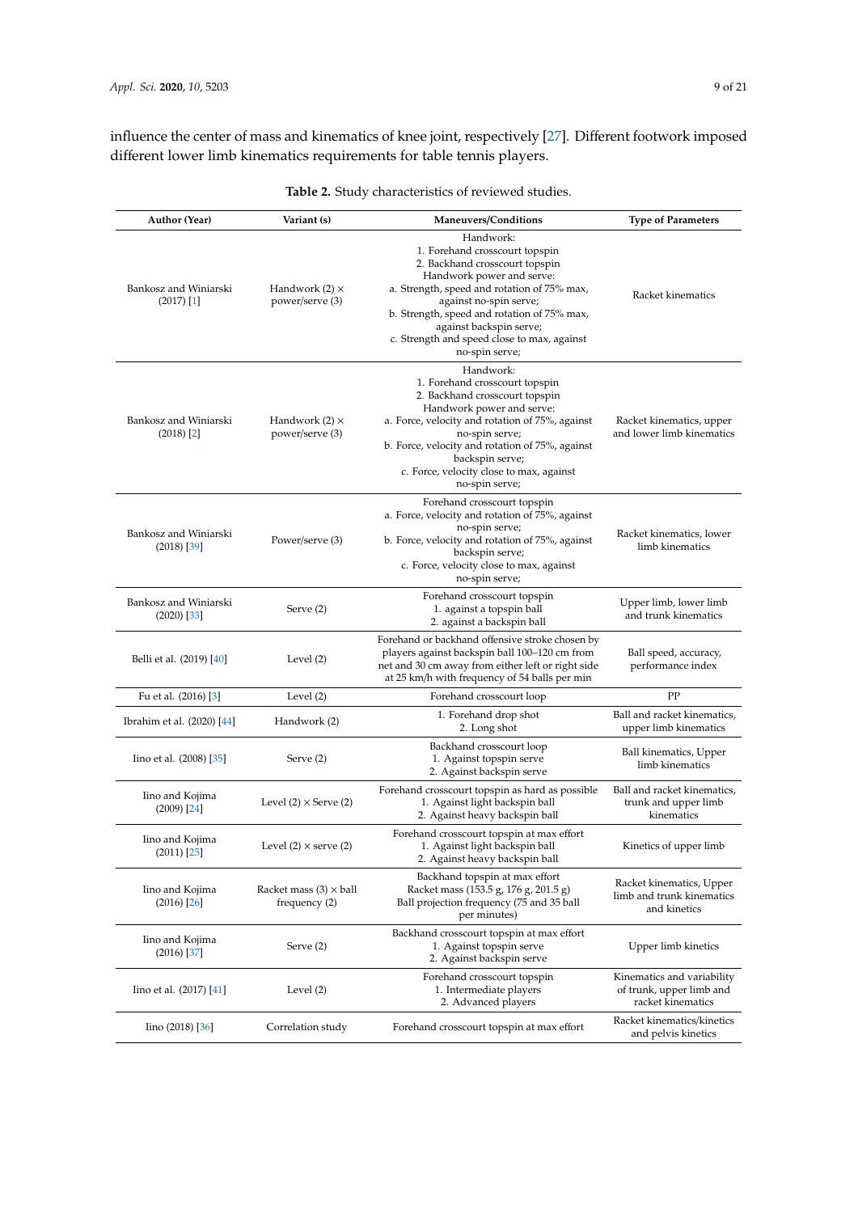influence the center of mass and kinematics of knee joint, respectively [27]. Different footwork imposed different lower limb kinematics requirements for table tennis players.

**Table 2.** Study characteristics of reviewed studies.

| Author (Year) | Variant (s) | Maneuvers/Conditions | Type of Parameters |
|---|---|---|---|
| Bankosz and Winiarski (2017) [1] | Handwork (2) × power/serve (3) | Handwork:<br>1. Forehand crosscourt topspin<br>2. Backhand crosscourt topspin<br>Handwork power and serve:<br>a. Strength, speed and rotation of 75% max, against no-spin serve;<br>b. Strength, speed and rotation of 75% max, against backspin serve;<br>c. Strength and speed close to max, against no-spin serve; | Racket kinematics |
| Bankosz and Winiarski (2018) [2] | Handwork (2) × power/serve (3) | Handwork:<br>1. Forehand crosscourt topspin<br>2. Backhand crosscourt topspin<br>Handwork power and serve:<br>a. Force, velocity and rotation of 75%, against no-spin serve;<br>b. Force, velocity and rotation of 75%, against backspin serve;<br>c. Force, velocity close to max, against no-spin serve; | Racket kinematics, upper and lower limb kinematics |
| Bankosz and Winiarski (2018) [39] | Power/serve (3) | Forehand crosscourt topspin<br>a. Force, velocity and rotation of 75%, against no-spin serve;<br>b. Force, velocity and rotation of 75%, against backspin serve;<br>c. Force, velocity close to max, against no-spin serve; | Racket kinematics, lower limb kinematics |
| Bankosz and Winiarski (2020) [33] | Serve (2) | Forehand crosscourt topspin<br>1. against a topspin ball<br>2. against a backspin ball | Upper limb, lower limb and trunk kinematics |
| Belli et al. (2019) [40] | Level (2) | Forehand or backhand offensive stroke chosen by players against backspin ball 100–120 cm from net and 30 cm away from either left or right side at 25 km/h with frequency of 54 balls per min | Ball speed, accuracy, performance index |
| Fu et al. (2016) [3] | Level (2) | Forehand crosscourt loop | PP |
| Ibrahim et al. (2020) [44] | Handwork (2) | 1. Forehand drop shot<br>2. Long shot | Ball and racket kinematics, upper limb kinematics |
| Iino et al. (2008) [35] | Serve (2) | Backhand crosscourt loop<br>1. Against topspin serve<br>2. Against backspin serve | Ball kinematics, Upper limb kinematics |
| Iino and Kojima (2009) [24] | Level (2) × Serve (2) | Forehand crosscourt topspin as hard as possible<br>1. Against light backspin ball<br>2. Against heavy backspin ball | Ball and racket kinematics, trunk and upper limb kinematics |
| Iino and Kojima (2011) [25] | Level (2) × serve (2) | Forehand crosscourt topspin at max effort<br>1. Against light backspin ball<br>2. Against heavy backspin ball | Kinetics of upper limb |
| Iino and Kojima (2016) [26] | Racket mass (3) × ball frequency (2) | Backhand topspin at max effort<br>Racket mass (153.5 g, 176 g, 201.5 g)<br>Ball projection frequency (75 and 35 ball per minutes) | Racket kinematics, Upper limb and trunk kinematics and kinetics |
| Iino and Kojima (2016) [37] | Serve (2) | Backhand crosscourt topspin at max effort<br>1. Against topspin serve<br>2. Against backspin serve | Upper limb kinetics |
| Iino et al. (2017) [41] | Level (2) | Forehand crosscourt topspin<br>1. Intermediate players<br>2. Advanced players | Kinematics and variability of trunk, upper limb and racket kinematics |
| Iino (2018) [36] | Correlation study | Forehand crosscourt topspin at max effort | Racket kinematics/kinetics and pelvis kinetics |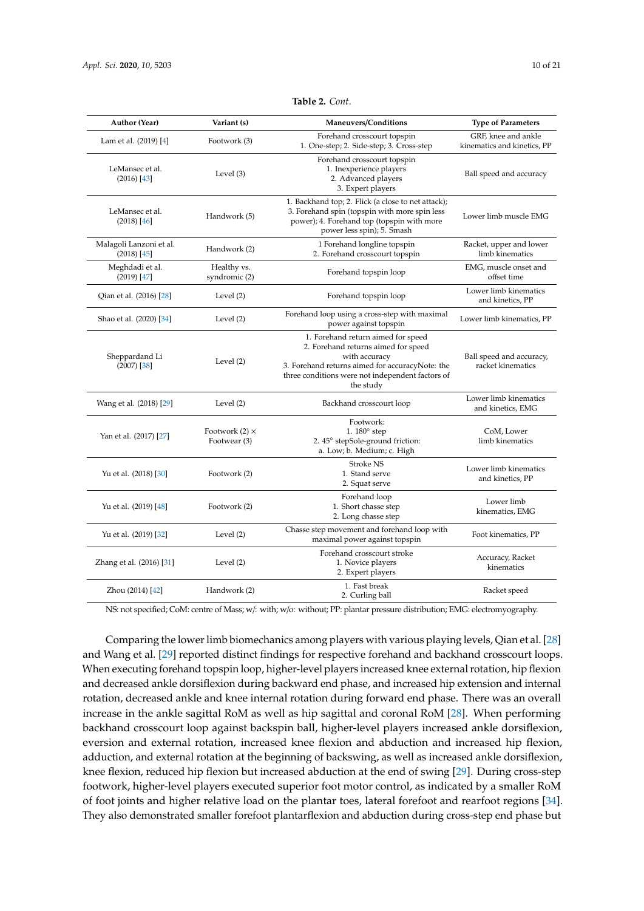**Table 2.** *Cont.*

| Author (Year) | Variant (s) | Maneuvers/Conditions | Type of Parameters |
|---|---|---|---|
| Lam et al. (2019) [4] | Footwork (3) | Forehand crosscourt topspin<br>1. One-step; 2. Side-step; 3. Cross-step | GRF, knee and ankle kinematics and kinetics, PP |
| LeMansec et al. (2016) [43] | Level (3) | Forehand crosscourt topspin<br>1. Inexperience players<br>2. Advanced players<br>3. Expert players | Ball speed and accuracy |
| LeMansec et al. (2018) [46] | Handwork (5) | 1. Backhand top; 2. Flick (a close to net attack); 3. Forehand spin (topspin with more spin less power); 4. Forehand top (topspin with more power less spin); 5. Smash | Lower limb muscle EMG |
| Malagoli Lanzoni et al. (2018) [45] | Handwork (2) | 1 Forehand longline topspin<br>2. Forehand crosscourt topspin | Racket, upper and lower limb kinematics |
| Meghdadi et al. (2019) [47] | Healthy vs. syndromic (2) | Forehand topspin loop | EMG, muscle onset and offset time |
| Qian et al. (2016) [28] | Level (2) | Forehand topspin loop | Lower limb kinematics and kinetics, PP |
| Shao et al. (2020) [34] | Level (2) | Forehand loop using a cross-step with maximal power against topspin | Lower limb kinematics, PP |
| Sheppardand Li (2007) [38] | Level (2) | 1. Forehand return aimed for speed<br>2. Forehand returns aimed for speed with accuracy<br>3. Forehand returns aimed for accuracyNote: the three conditions were not independent factors of the study | Ball speed and accuracy, racket kinematics |
| Wang et al. (2018) [29] | Level (2) | Backhand crosscourt loop | Lower limb kinematics and kinetics, EMG |
| Yan et al. (2017) [27] | Footwork (2) × Footwear (3) | Footwork:<br>1. 180° step<br>2. 45° stepSole-ground friction:<br>a. Low; b. Medium; c. High | CoM, Lower limb kinematics |
| Yu et al. (2018) [30] | Footwork (2) | Stroke NS<br>1. Stand serve<br>2. Squat serve | Lower limb kinematics and kinetics, PP |
| Yu et al. (2019) [48] | Footwork (2) | Forehand loop<br>1. Short chasse step<br>2. Long chasse step | Lower limb kinematics, EMG |
| Yu et al. (2019) [32] | Level (2) | Chasse step movement and forehand loop with maximal power against topspin | Foot kinematics, PP |
| Zhang et al. (2016) [31] | Level (2) | Forehand crosscourt stroke<br>1. Novice players<br>2. Expert players | Accuracy, Racket kinematics |
| Zhou (2014) [42] | Handwork (2) | 1. Fast break<br>2. Curling ball | Racket speed |

NS: not specified; CoM: centre of Mass; w/: with; w/o: without; PP: plantar pressure distribution; EMG: electromyography.

Comparing the lower limb biomechanics among players with various playing levels, Qian et al. [28] and Wang et al. [29] reported distinct findings for respective forehand and backhand crosscourt loops. When executing forehand topspin loop, higher-level players increased knee external rotation, hip flexion and decreased ankle dorsiflexion during backward end phase, and increased hip extension and internal rotation, decreased ankle and knee internal rotation during forward end phase. There was an overall increase in the ankle sagittal RoM as well as hip sagittal and coronal RoM [28]. When performing backhand crosscourt loop against backspin ball, higher-level players increased ankle dorsiflexion, eversion and external rotation, increased knee flexion and abduction and increased hip flexion, adduction, and external rotation at the beginning of backswing, as well as increased ankle dorsiflexion, knee flexion, reduced hip flexion but increased abduction at the end of swing [29]. During cross-step footwork, higher-level players executed superior foot motor control, as indicated by a smaller RoM of foot joints and higher relative load on the plantar toes, lateral forefoot and rearfoot regions [34]. They also demonstrated smaller forefoot plantarflexion and abduction during cross-step end phase but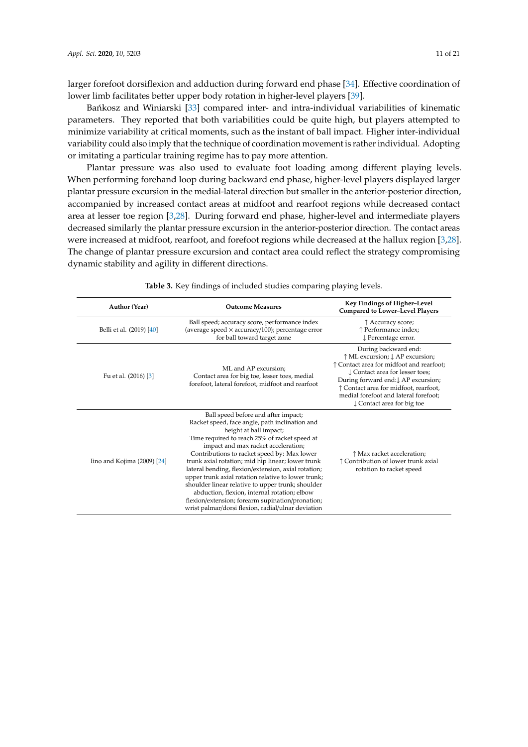larger forefoot dorsiflexion and adduction during forward end phase [34]. Effective coordination of lower limb facilitates better upper body rotation in higher-level players [39].

Bańkosz and Winiarski [33] compared inter- and intra-individual variabilities of kinematic parameters. They reported that both variabilities could be quite high, but players attempted to minimize variability at critical moments, such as the instant of ball impact. Higher inter-individual variability could also imply that the technique of coordination movement is rather individual. Adopting or imitating a particular training regime has to pay more attention.

Plantar pressure was also used to evaluate foot loading among different playing levels. When performing forehand loop during backward end phase, higher-level players displayed larger plantar pressure excursion in the medial-lateral direction but smaller in the anterior-posterior direction, accompanied by increased contact areas at midfoot and rearfoot regions while decreased contact area at lesser toe region [3,28]. During forward end phase, higher-level and intermediate players decreased similarly the plantar pressure excursion in the anterior-posterior direction. The contact areas were increased at midfoot, rearfoot, and forefoot regions while decreased at the hallux region [3,28]. The change of plantar pressure excursion and contact area could reflect the strategy compromising dynamic stability and agility in different directions.

**Table 3.** Key findings of included studies comparing playing levels.

| Author (Year) | Outcome Measures | Key Findings of Higher–Level Compared to Lower–Level Players |
|---|---|---|
| Belli et al. (2019) [40] | Ball speed; accuracy score, performance index (average speed × accuracy/100); percentage error for ball toward target zone | ↑ Accuracy score; ↑ Performance index; ↓ Percentage error. |
| Fu et al. (2016) [3] | ML and AP excursion; Contact area for big toe, lesser toes, medial forefoot, lateral forefoot, midfoot and rearfoot | During backward end: ↑ ML excursion; ↓ AP excursion; ↑ Contact area for midfoot and rearfoot; ↓ Contact area for lesser toes; During forward end: ↓ AP excursion; ↑ Contact area for midfoot, rearfoot, medial forefoot and lateral forefoot; ↓ Contact area for big toe |
| Iino and Kojima (2009) [24] | Ball speed before and after impact; Racket speed, face angle, path inclination and height at ball impact; Time required to reach 25% of racket speed at impact and max racket acceleration; Contributions to racket speed by: Max lower trunk axial rotation; mid hip linear; lower trunk lateral bending, flexion/extension, axial rotation; upper trunk axial rotation relative to lower trunk; shoulder linear relative to upper trunk; shoulder abduction, flexion, internal rotation; elbow flexion/extension; forearm supination/pronation; wrist palmar/dorsi flexion, radial/ulnar deviation | ↑ Max racket acceleration; ↑ Contribution of lower trunk axial rotation to racket speed |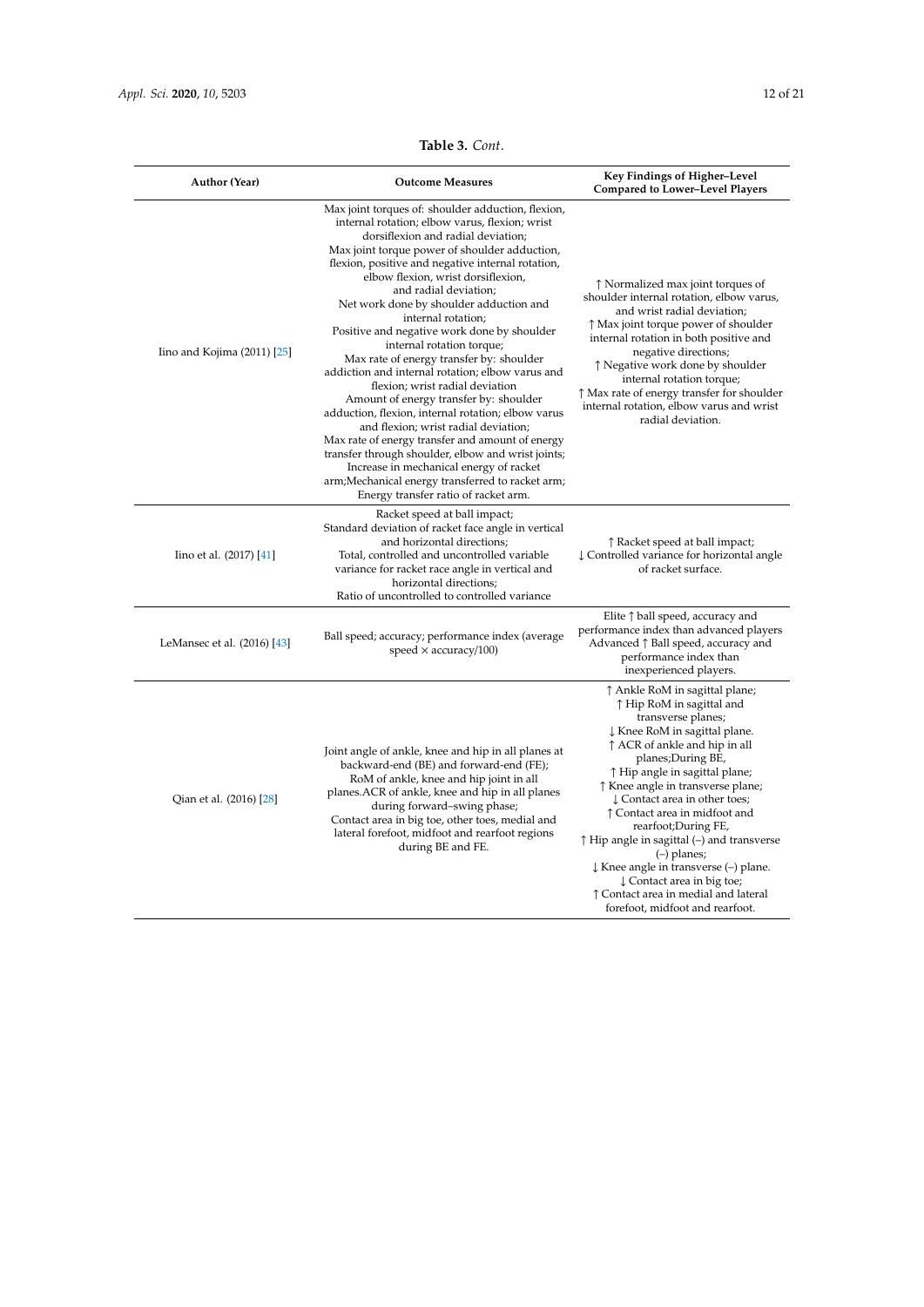**Table 3.** *Cont.*

| Author (Year) | Outcome Measures | Key Findings of Higher–Level Compared to Lower–Level Players |
|---|---|---|
| Iino and Kojima (2011) [25] | Max joint torques of: shoulder adduction, flexion, internal rotation; elbow varus, flexion; wrist dorsiflexion and radial deviation;<br>Max joint torque power of shoulder adduction, flexion, positive and negative internal rotation, elbow flexion, wrist dorsiflexion, and radial deviation;<br>Net work done by shoulder adduction and internal rotation;<br>Positive and negative work done by shoulder internal rotation torque;<br>Max rate of energy transfer by: shoulder addiction and internal rotation; elbow varus and flexion; wrist radial deviation<br>Amount of energy transfer by: shoulder adduction, flexion, internal rotation; elbow varus and flexion; wrist radial deviation;<br>Max rate of energy transfer and amount of energy transfer through shoulder, elbow and wrist joints;<br>Increase in mechanical energy of racket arm;Mechanical energy transferred to racket arm;<br>Energy transfer ratio of racket arm. | ↑ Normalized max joint torques of shoulder internal rotation, elbow varus, and wrist radial deviation;<br>↑ Max joint torque power of shoulder internal rotation in both positive and negative directions;<br>↑ Negative work done by shoulder internal rotation torque;<br>↑ Max rate of energy transfer for shoulder internal rotation, elbow varus and wrist radial deviation. |
| Iino et al. (2017) [41] | Racket speed at ball impact;<br>Standard deviation of racket face angle in vertical and horizontal directions;<br>Total, controlled and uncontrolled variable variance for racket race angle in vertical and horizontal directions;<br>Ratio of uncontrolled to controlled variance | ↑ Racket speed at ball impact;<br>↓ Controlled variance for horizontal angle of racket surface. |
| LeMansec et al. (2016) [43] | Ball speed; accuracy; performance index (average speed × accuracy/100) | Elite ↑ ball speed, accuracy and performance index than advanced players<br>Advanced ↑ Ball speed, accuracy and performance index than inexperienced players. |
| Qian et al. (2016) [28] | Joint angle of ankle, knee and hip in all planes at backward-end (BE) and forward-end (FE);<br>RoM of ankle, knee and hip joint in all planes.ACR of ankle, knee and hip in all planes during forward–swing phase;<br>Contact area in big toe, other toes, medial and lateral forefoot, midfoot and rearfoot regions during BE and FE. | ↑ Ankle RoM in sagittal plane;<br>↑ Hip RoM in sagittal and transverse planes;<br>↓ Knee RoM in sagittal plane.<br>↑ ACR of ankle and hip in all planes;During BE,<br>↑ Hip angle in sagittal plane;<br>↑ Knee angle in transverse plane;<br>↓ Contact area in other toes;<br>↑ Contact area in midfoot and rearfoot;During FE,<br>↑ Hip angle in sagittal (–) and transverse (–) planes;<br>↓ Knee angle in transverse (–) plane.<br>↓ Contact area in big toe;<br>↑ Contact area in medial and lateral forefoot, midfoot and rearfoot. |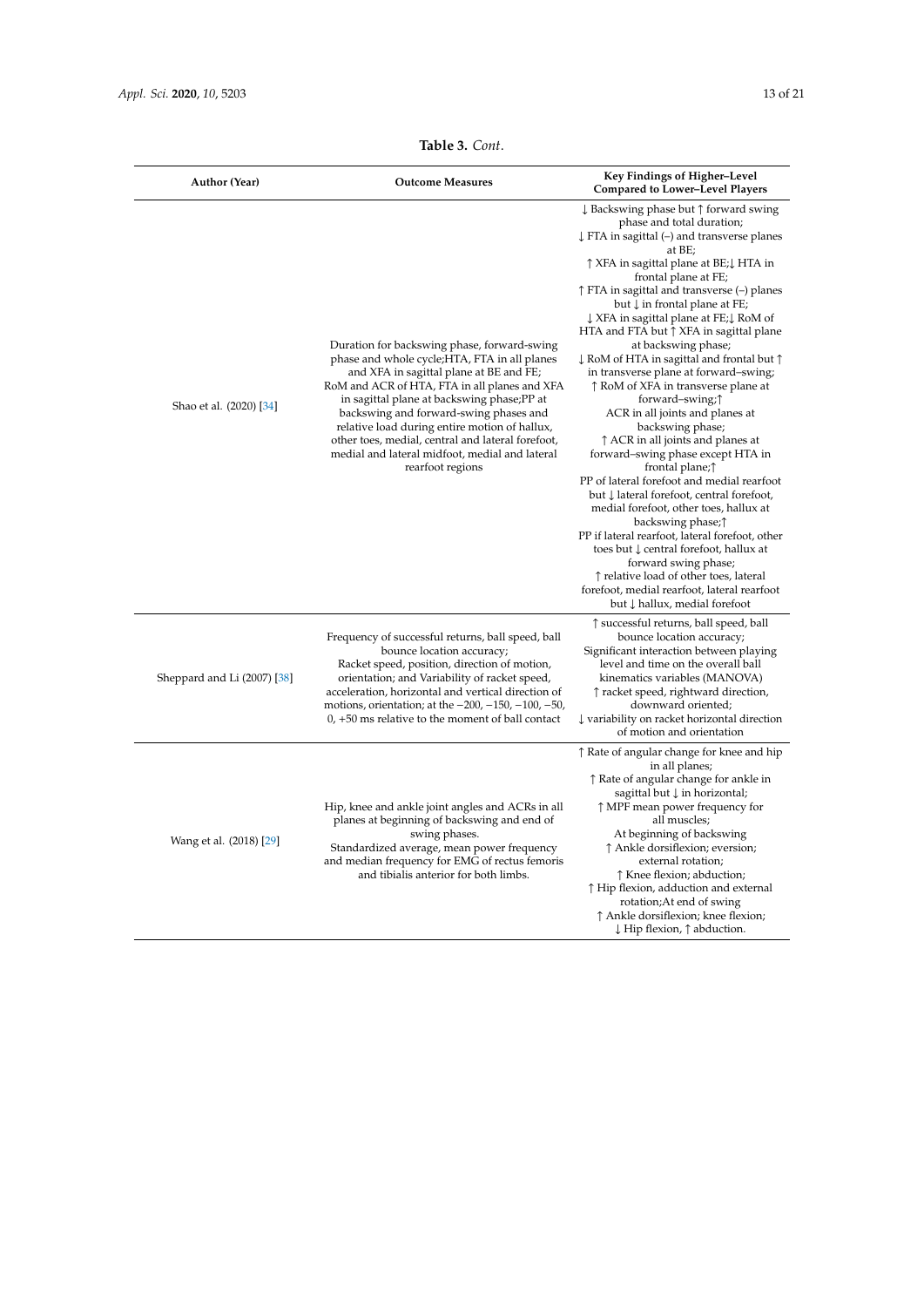**Table 3.** *Cont.*

| Author (Year) | Outcome Measures | Key Findings of Higher–Level Compared to Lower–Level Players |
|---|---|---|
| Shao et al. (2020) [34] | Duration for backswing phase, forward-swing phase and whole cycle;HTA, FTA in all planes and XFA in sagittal plane at BE and FE; RoM and ACR of HTA, FTA in all planes and XFA in sagittal plane at backswing phase;PP at backswing and forward-swing phases and relative load during entire motion of hallux, other toes, medial, central and lateral forefoot, medial and lateral midfoot, medial and lateral rearfoot regions | ↓ Backswing phase but ↑ forward swing phase and total duration; ↓ FTA in sagittal (−) and transverse planes at BE; ↑ XFA in sagittal plane at BE;↓ HTA in frontal plane at FE; ↑ FTA in sagittal and transverse (−) planes but ↓ in frontal plane at FE; ↓ XFA in sagittal plane at FE;↓ RoM of HTA and FTA but ↑ XFA in sagittal plane at backswing phase; ↓ RoM of HTA in sagittal and frontal but ↑ in transverse plane at forward–swing; ↑ RoM of XFA in transverse plane at forward–swing;↑ ACR in all joints and planes at backswing phase; ↑ ACR in all joints and planes at forward–swing phase except HTA in frontal plane;↑ PP of lateral forefoot and medial rearfoot but ↓ lateral forefoot, central forefoot, medial forefoot, other toes, hallux at backswing phase;↑ PP if lateral rearfoot, lateral forefoot, other toes but ↓ central forefoot, hallux at forward swing phase; ↑ relative load of other toes, lateral forefoot, medial rearfoot, lateral rearfoot but ↓ hallux, medial forefoot |
| Sheppard and Li (2007) [38] | Frequency of successful returns, ball speed, ball bounce location accuracy; Racket speed, position, direction of motion, orientation; and Variability of racket speed, acceleration, horizontal and vertical direction of motions, orientation; at the −200, −150, −100, −50, 0, +50 ms relative to the moment of ball contact | ↑ successful returns, ball speed, ball bounce location accuracy; Significant interaction between playing level and time on the overall ball kinematics variables (MANOVA) ↑ racket speed, rightward direction, downward oriented; ↓ variability on racket horizontal direction of motion and orientation |
| Wang et al. (2018) [29] | Hip, knee and ankle joint angles and ACRs in all planes at beginning of backswing and end of swing phases. Standardized average, mean power frequency and median frequency for EMG of rectus femoris and tibialis anterior for both limbs. | ↑ Rate of angular change for knee and hip in all planes; ↑ Rate of angular change for ankle in sagittal but ↓ in horizontal; ↑ MPF mean power frequency for all muscles; At beginning of backswing ↑ Ankle dorsiflexion; eversion; external rotation; ↑ Knee flexion; abduction; ↑ Hip flexion, adduction and external rotation;At end of swing ↑ Ankle dorsiflexion; knee flexion; ↓ Hip flexion, ↑ abduction. |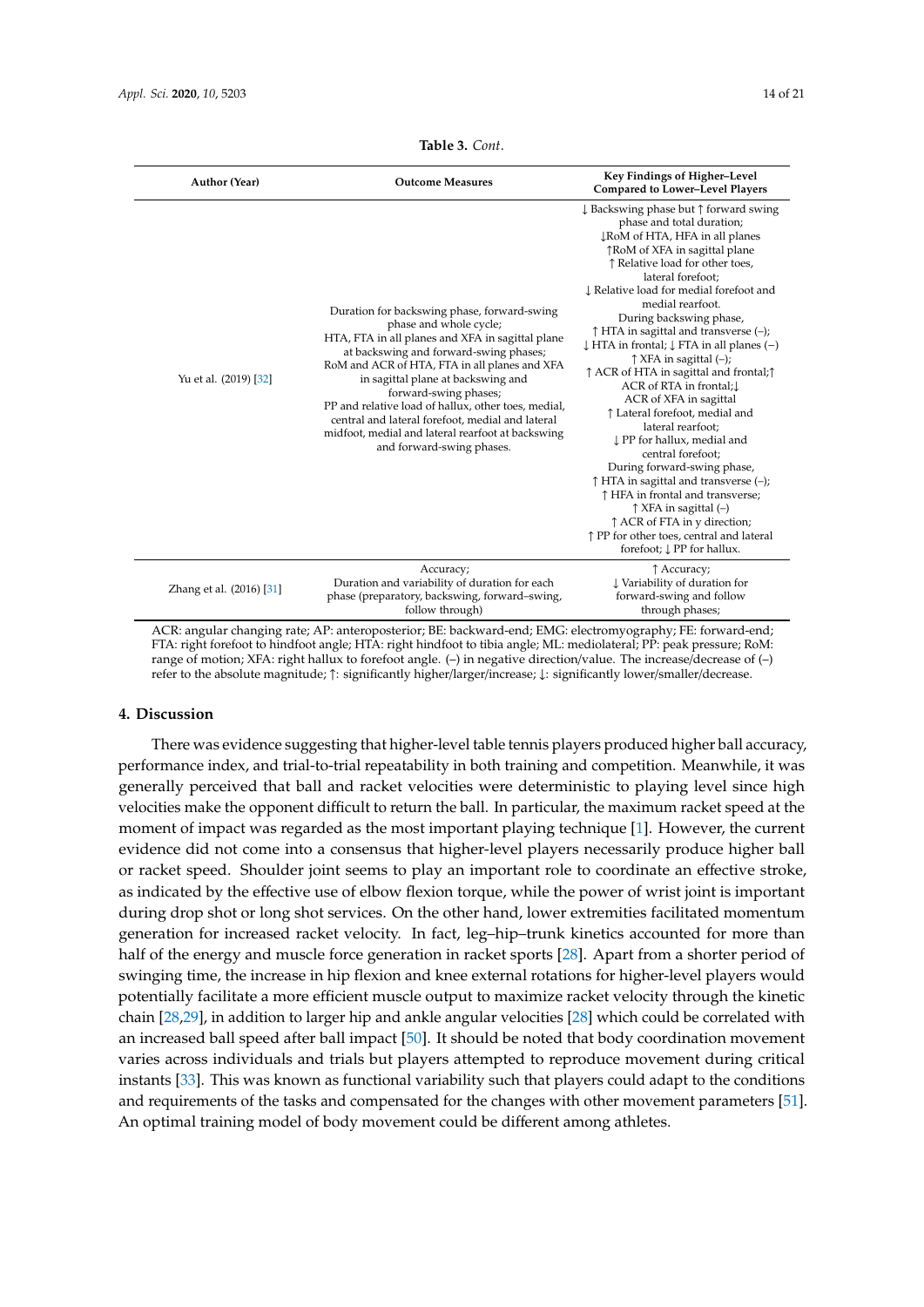**Table 3.** *Cont.*

| Author (Year) | Outcome Measures | Key Findings of Higher–Level Compared to Lower–Level Players |
|---|---|---|
| Yu et al. (2019) [32] | Duration for backswing phase, forward-swing phase and whole cycle; HTA, FTA in all planes and XFA in sagittal plane at backswing and forward-swing phases; RoM and ACR of HTA, FTA in all planes and XFA in sagittal plane at backswing and forward-swing phases; PP and relative load of hallux, other toes, medial, central and lateral forefoot, medial and lateral midfoot, medial and lateral rearfoot at backswing and forward-swing phases. | ↓ Backswing phase but ↑ forward swing phase and total duration; ↓RoM of HTA, HFA in all planes ↑RoM of XFA in sagittal plane ↑ Relative load for other toes, lateral forefoot; ↓ Relative load for medial forefoot and medial rearfoot. During backswing phase, ↑ HTA in sagittal and transverse (–); ↓ HTA in frontal; ↓ FTA in all planes (−) ↑ XFA in sagittal (–); ↑ ACR of HTA in sagittal and frontal;↑ ACR of RTA in frontal;↓ ACR of XFA in sagittal ↑ Lateral forefoot, medial and lateral rearfoot; ↓ PP for hallux, medial and central forefoot; During forward-swing phase, ↑ HTA in sagittal and transverse (–); ↑ HFA in frontal and transverse; ↑ XFA in sagittal (–) ↑ ACR of FTA in y direction; ↑ PP for other toes, central and lateral forefoot; ↓ PP for hallux. |
| Zhang et al. (2016) [31] | Accuracy; Duration and variability of duration for each phase (preparatory, backswing, forward–swing, follow through) | ↑ Accuracy; ↓ Variability of duration for forward-swing and follow through phases; |

ACR: angular changing rate; AP: anteroposterior; BE: backward-end; EMG: electromyography; FE: forward-end; FTA: right forefoot to hindfoot angle; HTA: right hindfoot to tibia angle; ML: mediolateral; PP: peak pressure; RoM: range of motion; XFA: right hallux to forefoot angle. (–) in negative direction/value. The increase/decrease of (–) refer to the absolute magnitude; ↑: significantly higher/larger/increase; ↓: significantly lower/smaller/decrease.

## 4. Discussion

There was evidence suggesting that higher-level table tennis players produced higher ball accuracy, performance index, and trial-to-trial repeatability in both training and competition. Meanwhile, it was generally perceived that ball and racket velocities were deterministic to playing level since high velocities make the opponent difficult to return the ball. In particular, the maximum racket speed at the moment of impact was regarded as the most important playing technique [1]. However, the current evidence did not come into a consensus that higher-level players necessarily produce higher ball or racket speed. Shoulder joint seems to play an important role to coordinate an effective stroke, as indicated by the effective use of elbow flexion torque, while the power of wrist joint is important during drop shot or long shot services. On the other hand, lower extremities facilitated momentum generation for increased racket velocity. In fact, leg–hip–trunk kinetics accounted for more than half of the energy and muscle force generation in racket sports [28]. Apart from a shorter period of swinging time, the increase in hip flexion and knee external rotations for higher-level players would potentially facilitate a more efficient muscle output to maximize racket velocity through the kinetic chain [28,29], in addition to larger hip and ankle angular velocities [28] which could be correlated with an increased ball speed after ball impact [50]. It should be noted that body coordination movement varies across individuals and trials but players attempted to reproduce movement during critical instants [33]. This was known as functional variability such that players could adapt to the conditions and requirements of the tasks and compensated for the changes with other movement parameters [51]. An optimal training model of body movement could be different among athletes.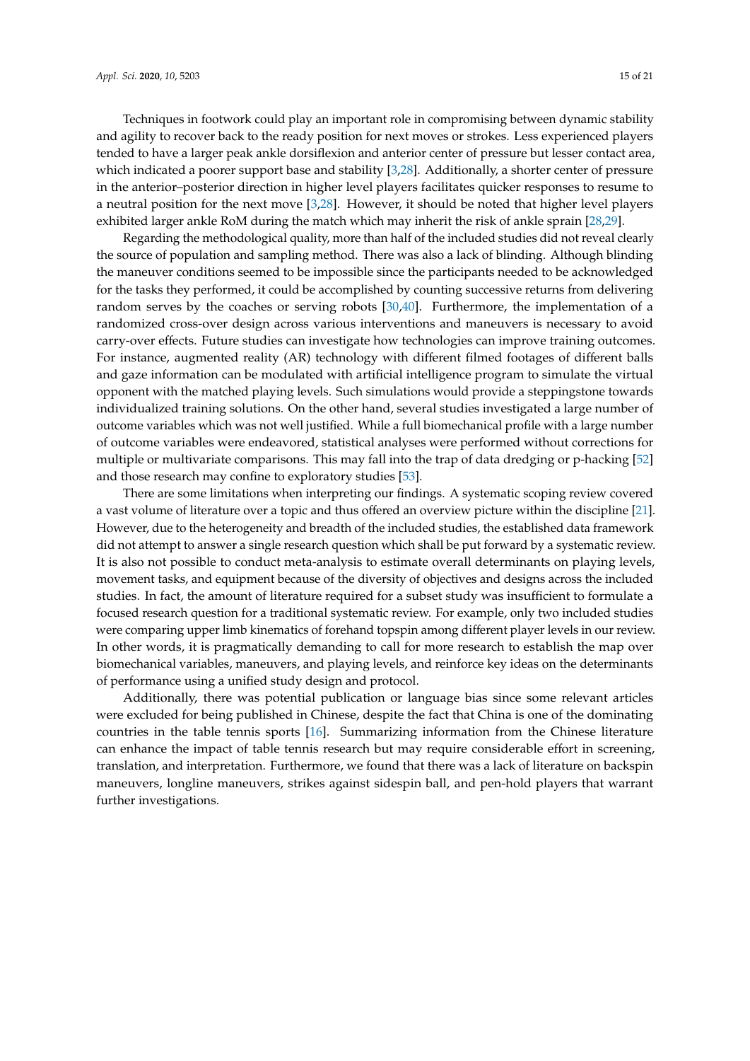Techniques in footwork could play an important role in compromising between dynamic stability and agility to recover back to the ready position for next moves or strokes. Less experienced players tended to have a larger peak ankle dorsiflexion and anterior center of pressure but lesser contact area, which indicated a poorer support base and stability [3,28]. Additionally, a shorter center of pressure in the anterior–posterior direction in higher level players facilitates quicker responses to resume to a neutral position for the next move [3,28]. However, it should be noted that higher level players exhibited larger ankle RoM during the match which may inherit the risk of ankle sprain [28,29].

Regarding the methodological quality, more than half of the included studies did not reveal clearly the source of population and sampling method. There was also a lack of blinding. Although blinding the maneuver conditions seemed to be impossible since the participants needed to be acknowledged for the tasks they performed, it could be accomplished by counting successive returns from delivering random serves by the coaches or serving robots [30,40]. Furthermore, the implementation of a randomized cross-over design across various interventions and maneuvers is necessary to avoid carry-over effects. Future studies can investigate how technologies can improve training outcomes. For instance, augmented reality (AR) technology with different filmed footages of different balls and gaze information can be modulated with artificial intelligence program to simulate the virtual opponent with the matched playing levels. Such simulations would provide a steppingstone towards individualized training solutions. On the other hand, several studies investigated a large number of outcome variables which was not well justified. While a full biomechanical profile with a large number of outcome variables were endeavored, statistical analyses were performed without corrections for multiple or multivariate comparisons. This may fall into the trap of data dredging or p-hacking [52] and those research may confine to exploratory studies [53].

There are some limitations when interpreting our findings. A systematic scoping review covered a vast volume of literature over a topic and thus offered an overview picture within the discipline [21]. However, due to the heterogeneity and breadth of the included studies, the established data framework did not attempt to answer a single research question which shall be put forward by a systematic review. It is also not possible to conduct meta-analysis to estimate overall determinants on playing levels, movement tasks, and equipment because of the diversity of objectives and designs across the included studies. In fact, the amount of literature required for a subset study was insufficient to formulate a focused research question for a traditional systematic review. For example, only two included studies were comparing upper limb kinematics of forehand topspin among different player levels in our review. In other words, it is pragmatically demanding to call for more research to establish the map over biomechanical variables, maneuvers, and playing levels, and reinforce key ideas on the determinants of performance using a unified study design and protocol.

Additionally, there was potential publication or language bias since some relevant articles were excluded for being published in Chinese, despite the fact that China is one of the dominating countries in the table tennis sports [16]. Summarizing information from the Chinese literature can enhance the impact of table tennis research but may require considerable effort in screening, translation, and interpretation. Furthermore, we found that there was a lack of literature on backspin maneuvers, longline maneuvers, strikes against sidespin ball, and pen-hold players that warrant further investigations.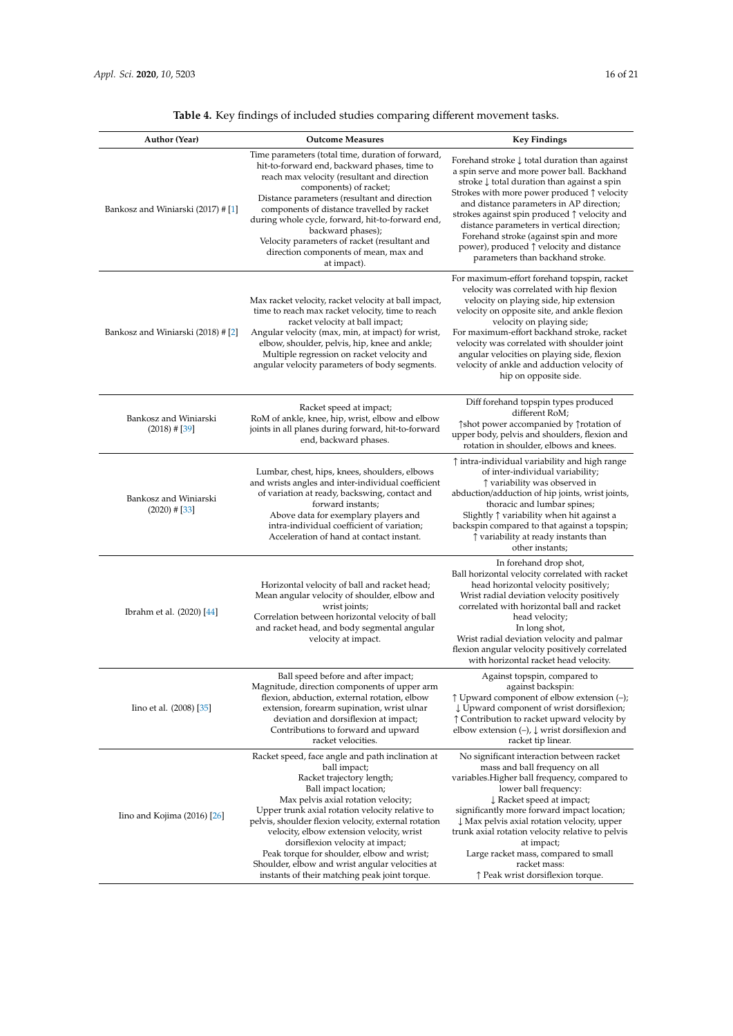**Table 4.** Key findings of included studies comparing different movement tasks.

| Author (Year) | Outcome Measures | Key Findings |
| --- | --- | --- |
| Bankosz and Winiarski (2017) # [1] | Time parameters (total time, duration of forward, hit-to-forward end, backward phases, time to reach max velocity (resultant and direction components) of racket;<br>Distance parameters (resultant and direction components of distance travelled by racket during whole cycle, forward, hit-to-forward end, backward phases);<br>Velocity parameters of racket (resultant and direction components of mean, max and at impact). | Forehand stroke ↓ total duration than against a spin serve and more power ball. Backhand stroke ↓ total duration than against a spin Strokes with more power produced ↑ velocity and distance parameters in AP direction; strokes against spin produced ↑ velocity and distance parameters in vertical direction; Forehand stroke (against spin and more power), produced ↑ velocity and distance parameters than backhand stroke. |
| Bankosz and Winiarski (2018) # [2] | Max racket velocity, racket velocity at ball impact, time to reach max racket velocity, time to reach racket velocity at ball impact;<br>Angular velocity (max, min, at impact) for wrist, elbow, shoulder, pelvis, hip, knee and ankle;<br>Multiple regression on racket velocity and angular velocity parameters of body segments. | For maximum-effort forehand topspin, racket velocity was correlated with hip flexion velocity on playing side, hip extension velocity on opposite site, and ankle flexion velocity on playing side;<br>For maximum-effort backhand stroke, racket velocity was correlated with shoulder joint angular velocities on playing side, flexion velocity of ankle and adduction velocity of hip on opposite side. |
| Bankosz and Winiarski (2018) # [39] | Racket speed at impact;<br>RoM of ankle, knee, hip, wrist, elbow and elbow joints in all planes during forward, hit-to-forward end, backward phases. | Diff forehand topspin types produced different RoM;<br>↑shot power accompanied by ↑rotation of upper body, pelvis and shoulders, flexion and rotation in shoulder, elbows and knees. |
| Bankosz and Winiarski (2020) # [33] | Lumbar, chest, hips, knees, shoulders, elbows and wrists angles and inter-individual coefficient of variation at ready, backswing, contact and forward instants;<br>Above data for exemplary players and intra-individual coefficient of variation;<br>Acceleration of hand at contact instant. | ↑ intra-individual variability and high range of inter-individual variability;<br>↑ variability was observed in abduction/adduction of hip joints, wrist joints, thoracic and lumbar spines;<br>Slightly ↑ variability when hit against a backspin compared to that against a topspin;<br>↑ variability at ready instants than other instants; |
| Ibrahm et al. (2020) [44] | Horizontal velocity of ball and racket head;<br>Mean angular velocity of shoulder, elbow and wrist joints;<br>Correlation between horizontal velocity of ball and racket head, and body segmental angular velocity at impact. | In forehand drop shot,<br>Ball horizontal velocity correlated with racket head horizontal velocity positively;<br>Wrist radial deviation velocity positively correlated with horizontal ball and racket head velocity;<br>In long shot,<br>Wrist radial deviation velocity and palmar flexion angular velocity positively correlated with horizontal racket head velocity. |
| Iino et al. (2008) [35] | Ball speed before and after impact;<br>Magnitude, direction components of upper arm flexion, abduction, external rotation, elbow extension, forearm supination, wrist ulnar deviation and dorsiflexion at impact;<br>Contributions to forward and upward racket velocities. | Against topspin, compared to against backspin:<br>↑ Upward component of elbow extension (–);<br>↓ Upward component of wrist dorsiflexion;<br>↑ Contribution to racket upward velocity by elbow extension (–), ↓ wrist dorsiflexion and racket tip linear. |
| Iino and Kojima (2016) [26] | Racket speed, face angle and path inclination at ball impact;<br>Racket trajectory length;<br>Ball impact location;<br>Max pelvis axial rotation velocity;<br>Upper trunk axial rotation velocity relative to pelvis, shoulder flexion velocity, external rotation velocity, elbow extension velocity, wrist dorsiflexion velocity at impact;<br>Peak torque for shoulder, elbow and wrist;<br>Shoulder, elbow and wrist angular velocities at instants of their matching peak joint torque. | No significant interaction between racket mass and ball frequency on all variables.Higher ball frequency, compared to lower ball frequency:<br>↓ Racket speed at impact;<br>significantly more forward impact location;<br>↓ Max pelvis axial rotation velocity, upper trunk axial rotation velocity relative to pelvis at impact;<br>Large racket mass, compared to small racket mass:<br>↑ Peak wrist dorsiflexion torque. |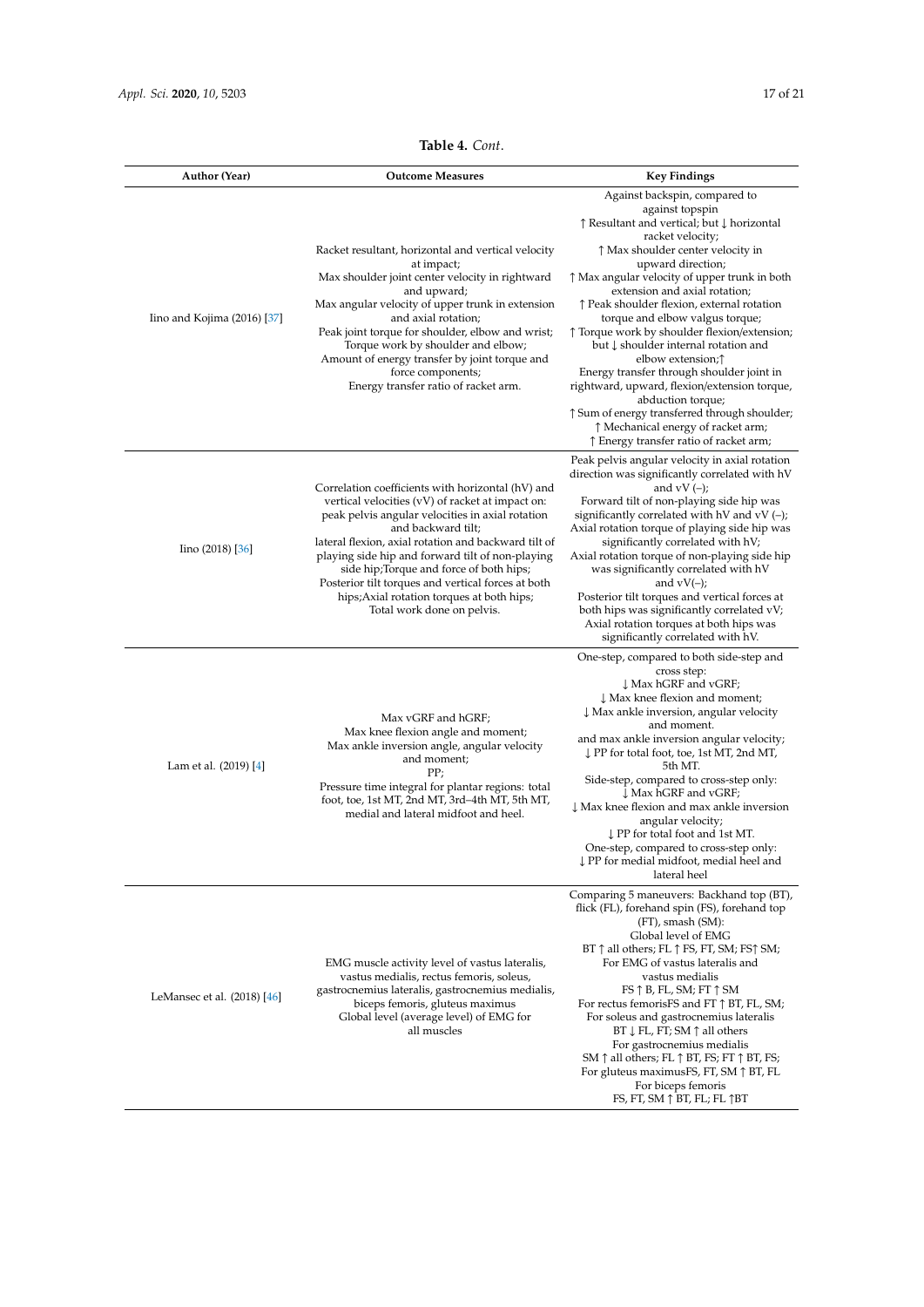**Table 4.** *Cont.*

| Author (Year) | Outcome Measures | Key Findings |
|---|---|---|
| Iino and Kojima (2016) [37] | Racket resultant, horizontal and vertical velocity at impact;<br>Max shoulder joint center velocity in rightward and upward;<br>Max angular velocity of upper trunk in extension and axial rotation;<br>Peak joint torque for shoulder, elbow and wrist;<br>Torque work by shoulder and elbow;<br>Amount of energy transfer by joint torque and force components;<br>Energy transfer ratio of racket arm. | Against backspin, compared to against topspin<br>↑ Resultant and vertical; but ↓ horizontal racket velocity;<br>↑ Max shoulder center velocity in upward direction;<br>↑ Max angular velocity of upper trunk in both extension and axial rotation;<br>↑ Peak shoulder flexion, external rotation torque and elbow valgus torque;<br>↑ Torque work by shoulder flexion/extension; but ↓ shoulder internal rotation and elbow extension;↑<br>Energy transfer through shoulder joint in rightward, upward, flexion/extension torque, abduction torque;<br>↑ Sum of energy transferred through shoulder;<br>↑ Mechanical energy of racket arm;<br>↑ Energy transfer ratio of racket arm; |
| Iino (2018) [36] | Correlation coefficients with horizontal (hV) and vertical velocities (vV) of racket at impact on: peak pelvis angular velocities in axial rotation and backward tilt;<br>lateral flexion, axial rotation and backward tilt of playing side hip and forward tilt of non-playing side hip;Torque and force of both hips;<br>Posterior tilt torques and vertical forces at both hips;Axial rotation torques at both hips;<br>Total work done on pelvis. | Peak pelvis angular velocity in axial rotation direction was significantly correlated with hV and vV (−);<br>Forward tilt of non-playing side hip was significantly correlated with hV and vV (−);<br>Axial rotation torque of playing side hip was significantly correlated with hV;<br>Axial rotation torque of non-playing side hip was significantly correlated with hV and vV(−);<br>Posterior tilt torques and vertical forces at both hips was significantly correlated vV;<br>Axial rotation torques at both hips was significantly correlated with hV. |
| Lam et al. (2019) [4] | Max vGRF and hGRF;<br>Max knee flexion angle and moment;<br>Max ankle inversion angle, angular velocity and moment;<br>PP;<br>Pressure time integral for plantar regions: total foot, toe, 1st MT, 2nd MT, 3rd–4th MT, 5th MT, medial and lateral midfoot and heel. | One-step, compared to both side-step and cross step:<br>↓ Max hGRF and vGRF;<br>↓ Max knee flexion and moment;<br>↓ Max ankle inversion, angular velocity and moment.<br>and max ankle inversion angular velocity;<br>↓ PP for total foot, toe, 1st MT, 2nd MT, 5th MT.<br>Side-step, compared to cross-step only:<br>↓ Max hGRF and vGRF;<br>↓ Max knee flexion and max ankle inversion angular velocity;<br>↓ PP for total foot and 1st MT.<br>One-step, compared to cross-step only:<br>↓ PP for medial midfoot, medial heel and lateral heel |
| LeMansec et al. (2018) [46] | EMG muscle activity level of vastus lateralis, vastus medialis, rectus femoris, soleus, gastrocnemius lateralis, gastrocnemius medialis, biceps femoris, gluteus maximus<br>Global level (average level) of EMG for all muscles | Comparing 5 maneuvers: Backhand top (BT), flick (FL), forehand spin (FS), forehand top (FT), smash (SM):<br>Global level of EMG<br>BT ↑ all others; FL ↑ FS, FT, SM; FS↑ SM;<br>For EMG of vastus lateralis and vastus medialis<br>FS ↑ B, FL, SM; FT ↑ SM<br>For rectus femorisFS and FT ↑ BT, FL, SM;<br>For soleus and gastrocnemius lateralis<br>BT ↓ FL, FT; SM ↑ all others<br>For gastrocnemius medialis<br>SM ↑ all others; FL ↑ BT, FS; FT ↑ BT, FS;<br>For gluteus maximusFS, FT, SM ↑ BT, FL<br>For biceps femoris<br>FS, FT, SM ↑ BT, FL; FL ↑BT |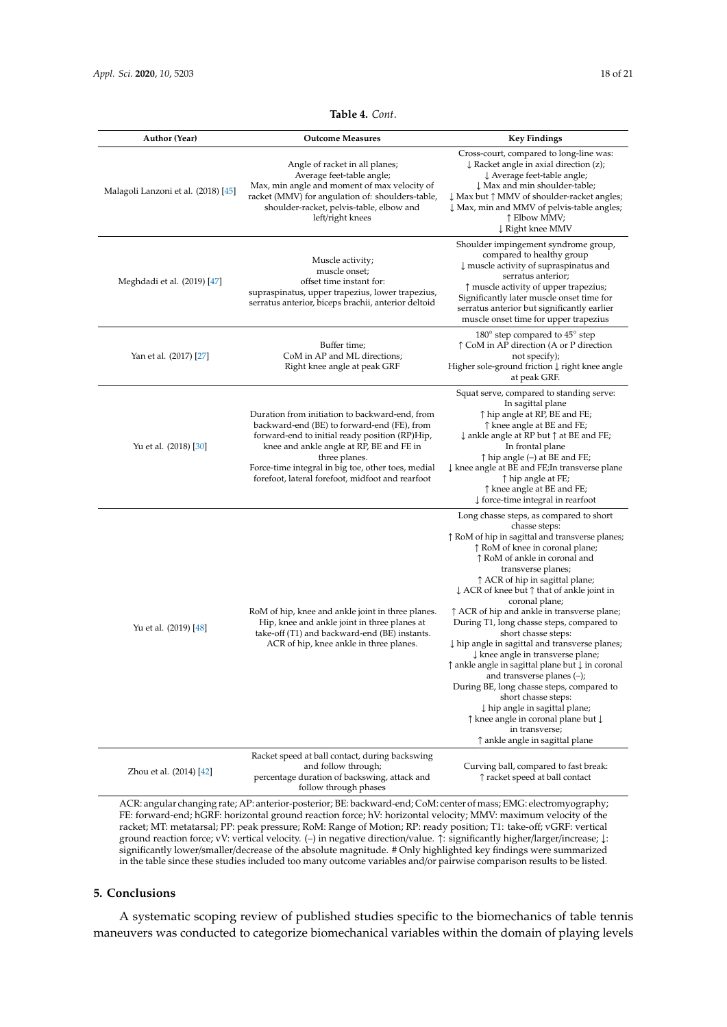**Table 4.** *Cont.*

| Author (Year) | Outcome Measures | Key Findings |
| --- | --- | --- |
| Malagoli Lanzoni et al. (2018) [45] | Angle of racket in all planes; Average feet-table angle; Max, min angle and moment of max velocity of racket (MMV) for angulation of: shoulders-table, shoulder-racket, pelvis-table, elbow and left/right knees | Cross-court, compared to long-line was: ↓ Racket angle in axial direction (z); ↓ Average feet-table angle; ↓ Max and min shoulder-table; ↓ Max but ↑ MMV of shoulder-racket angles; ↓ Max, min and MMV of pelvis-table angles; ↑ Elbow MMV; ↓ Right knee MMV |
| Meghdadi et al. (2019) [47] | Muscle activity; muscle onset; offset time instant for: supraspinatus, upper trapezius, lower trapezius, serratus anterior, biceps brachii, anterior deltoid | Shoulder impingement syndrome group, compared to healthy group ↓ muscle activity of supraspinatus and serratus anterior; ↑ muscle activity of upper trapezius; Significantly later muscle onset time for serratus anterior but significantly earlier muscle onset time for upper trapezius |
| Yan et al. (2017) [27] | Buffer time; CoM in AP and ML directions; Right knee angle at peak GRF | 180° step compared to 45° step ↑ CoM in AP direction (A or P direction not specify); Higher sole-ground friction ↓ right knee angle at peak GRF. |
| Yu et al. (2018) [30] | Duration from initiation to backward-end, from backward-end (BE) to forward-end (FE), from forward-end to initial ready position (RP)Hip, knee and ankle angle at RP, BE and FE in three planes. Force-time integral in big toe, other toes, medial forefoot, lateral forefoot, midfoot and rearfoot | Squat serve, compared to standing serve: In sagittal plane ↑ hip angle at RP, BE and FE; ↑ knee angle at BE and FE; ↓ ankle angle at RP but ↑ at BE and FE; In frontal plane ↑ hip angle (–) at BE and FE; ↓ knee angle at BE and FE;In transverse plane ↑ hip angle at FE; ↑ knee angle at BE and FE; ↓ force-time integral in rearfoot |
| Yu et al. (2019) [48] | RoM of hip, knee and ankle joint in three planes. Hip, knee and ankle joint in three planes at take-off (T1) and backward-end (BE) instants. ACR of hip, knee ankle in three planes. | Long chasse steps, as compared to short chasse steps: ↑ RoM of hip in sagittal and transverse planes; ↑ RoM of knee in coronal plane; ↑ RoM of ankle in coronal and transverse planes; ↑ ACR of hip in sagittal plane; ↓ ACR of knee but ↑ that of ankle joint in coronal plane; ↑ ACR of hip and ankle in transverse plane; During T1, long chasse steps, compared to short chasse steps: ↓ hip angle in sagittal and transverse planes; ↓ knee angle in transverse plane; ↑ ankle angle in sagittal plane but ↓ in coronal and transverse planes (–); During BE, long chasse steps, compared to short chasse steps: ↓ hip angle in sagittal plane; ↑ knee angle in coronal plane but ↓ in transverse; ↑ ankle angle in sagittal plane |
| Zhou et al. (2014) [42] | Racket speed at ball contact, during backswing and follow through; percentage duration of backswing, attack and follow through phases | Curving ball, compared to fast break: ↑ racket speed at ball contact |

ACR: angular changing rate; AP: anterior-posterior; BE: backward-end; CoM: center of mass; EMG: electromyography; FE: forward-end; hGRF: horizontal ground reaction force; hV: horizontal velocity; MMV: maximum velocity of the racket; MT: metatarsal; PP: peak pressure; RoM: Range of Motion; RP: ready position; T1: take-off; vGRF: vertical ground reaction force; vV: vertical velocity. (–) in negative direction/value. ↑: significantly higher/larger/increase; ↓: significantly lower/smaller/decrease of the absolute magnitude. # Only highlighted key findings were summarized in the table since these studies included too many outcome variables and/or pairwise comparison results to be listed.

## 5. Conclusions

A systematic scoping review of published studies specific to the biomechanics of table tennis maneuvers was conducted to categorize biomechanical variables within the domain of playing levels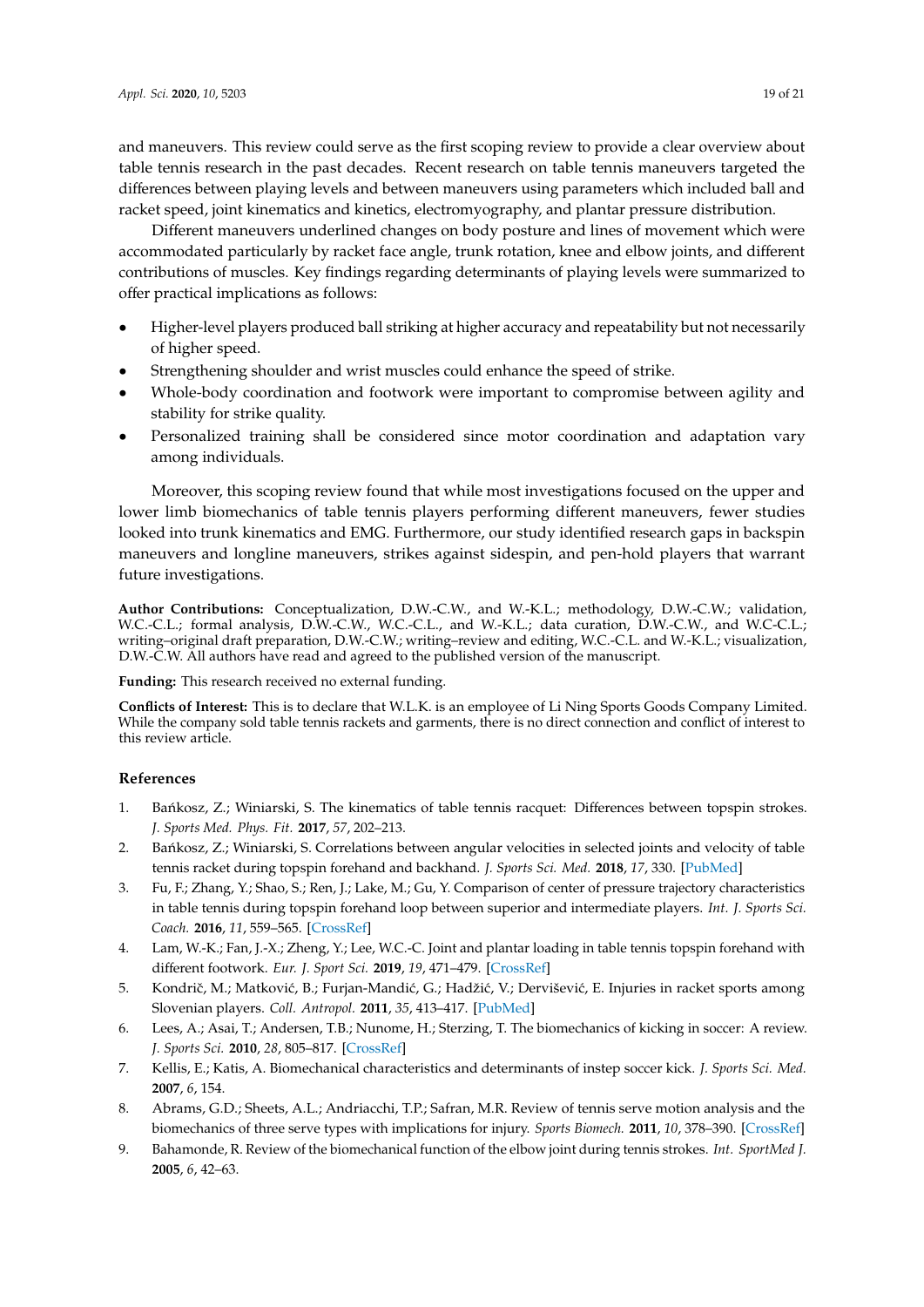and maneuvers. This review could serve as the first scoping review to provide a clear overview about table tennis research in the past decades. Recent research on table tennis maneuvers targeted the differences between playing levels and between maneuvers using parameters which included ball and racket speed, joint kinematics and kinetics, electromyography, and plantar pressure distribution.

Different maneuvers underlined changes on body posture and lines of movement which were accommodated particularly by racket face angle, trunk rotation, knee and elbow joints, and different contributions of muscles. Key findings regarding determinants of playing levels were summarized to offer practical implications as follows:

- Higher-level players produced ball striking at higher accuracy and repeatability but not necessarily of higher speed.
- Strengthening shoulder and wrist muscles could enhance the speed of strike.
- Whole-body coordination and footwork were important to compromise between agility and stability for strike quality.
- Personalized training shall be considered since motor coordination and adaptation vary among individuals.

Moreover, this scoping review found that while most investigations focused on the upper and lower limb biomechanics of table tennis players performing different maneuvers, fewer studies looked into trunk kinematics and EMG. Furthermore, our study identified research gaps in backspin maneuvers and longline maneuvers, strikes against sidespin, and pen-hold players that warrant future investigations.

**Author Contributions:** Conceptualization, D.W.-C.W., and W.-K.L.; methodology, D.W.-C.W.; validation, W.C.-C.L.; formal analysis, D.W.-C.W., W.C.-C.L., and W.-K.L.; data curation, D.W.-C.W., and W.C.-C.L.; writing–original draft preparation, D.W.-C.W.; writing–review and editing, W.C.-C.L. and W.-K.L.; visualization, D.W.-C.W. All authors have read and agreed to the published version of the manuscript.

**Funding:** This research received no external funding.

**Conflicts of Interest:** This is to declare that W.L.K. is an employee of Li Ning Sports Goods Company Limited. While the company sold table tennis rackets and garments, there is no direct connection and conflict of interest to this review article.

## References

1. Bańkosz, Z.; Winiarski, S. The kinematics of table tennis racquet: Differences between topspin strokes. *J. Sports Med. Phys. Fit.* **2017**, *57*, 202–213.
2. Bańkosz, Z.; Winiarski, S. Correlations between angular velocities in selected joints and velocity of table tennis racket during topspin forehand and backhand. *J. Sports Sci. Med.* **2018**, *17*, 330. [PubMed]
3. Fu, F.; Zhang, Y.; Shao, S.; Ren, J.; Lake, M.; Gu, Y. Comparison of center of pressure trajectory characteristics in table tennis during topspin forehand loop between superior and intermediate players. *Int. J. Sports Sci. Coach.* **2016**, *11*, 559–565. [CrossRef]
4. Lam, W.-K.; Fan, J.-X.; Zheng, Y.; Lee, W.C.-C. Joint and plantar loading in table tennis topspin forehand with different footwork. *Eur. J. Sport Sci.* **2019**, *19*, 471–479. [CrossRef]
5. Kondrič, M.; Matković, B.; Furjan-Mandić, G.; Hadžić, V.; Dervišević, E. Injuries in racket sports among Slovenian players. *Coll. Antropol.* **2011**, *35*, 413–417. [PubMed]
6. Lees, A.; Asai, T.; Andersen, T.B.; Nunome, H.; Sterzing, T. The biomechanics of kicking in soccer: A review. *J. Sports Sci.* **2010**, *28*, 805–817. [CrossRef]
7. Kellis, E.; Katis, A. Biomechanical characteristics and determinants of instep soccer kick. *J. Sports Sci. Med.* **2007**, *6*, 154.
8. Abrams, G.D.; Sheets, A.L.; Andriacchi, T.P.; Safran, M.R. Review of tennis serve motion analysis and the biomechanics of three serve types with implications for injury. *Sports Biomech.* **2011**, *10*, 378–390. [CrossRef]
9. Bahamonde, R. Review of the biomechanical function of the elbow joint during tennis strokes. *Int. SportMed J.* **2005**, *6*, 42–63.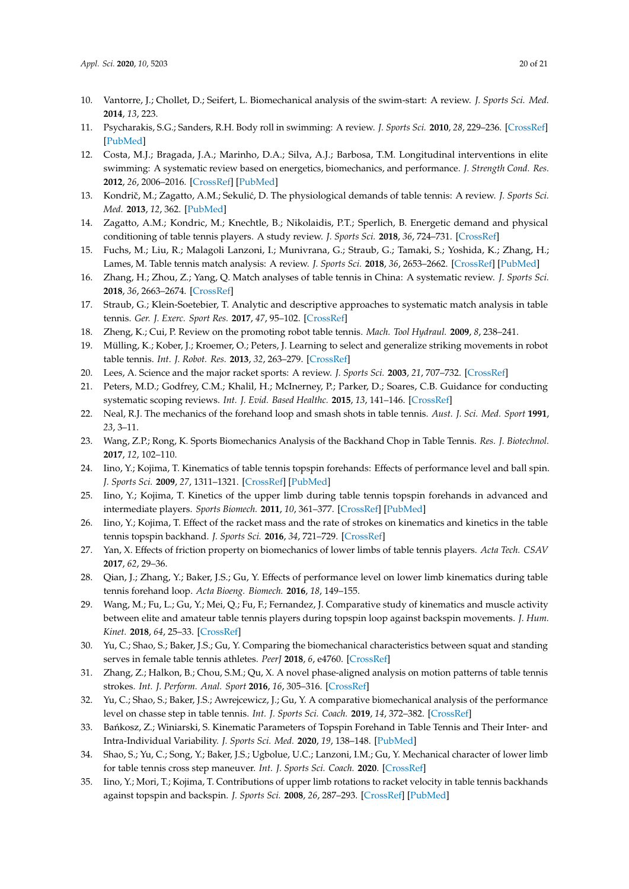10. Vantorre, J.; Chollet, D.; Seifert, L. Biomechanical analysis of the swim-start: A review. *J. Sports Sci. Med.* **2014**, *13*, 223.
11. Psycharakis, S.G.; Sanders, R.H. Body roll in swimming: A review. *J. Sports Sci.* **2010**, *28*, 229–236. [CrossRef] [PubMed]
12. Costa, M.J.; Bragada, J.A.; Marinho, D.A.; Silva, A.J.; Barbosa, T.M. Longitudinal interventions in elite swimming: A systematic review based on energetics, biomechanics, and performance. *J. Strength Cond. Res.* **2012**, *26*, 2006–2016. [CrossRef] [PubMed]
13. Kondrič, M.; Zagatto, A.M.; Sekulić, D. The physiological demands of table tennis: A review. *J. Sports Sci. Med.* **2013**, *12*, 362. [PubMed]
14. Zagatto, A.M.; Kondric, M.; Knechtle, B.; Nikolaidis, P.T.; Sperlich, B. Energetic demand and physical conditioning of table tennis players. A study review. *J. Sports Sci.* **2018**, *36*, 724–731. [CrossRef]
15. Fuchs, M.; Liu, R.; Malagoli Lanzoni, I.; Munivrana, G.; Straub, G.; Tamaki, S.; Yoshida, K.; Zhang, H.; Lames, M. Table tennis match analysis: A review. *J. Sports Sci.* **2018**, *36*, 2653–2662. [CrossRef] [PubMed]
16. Zhang, H.; Zhou, Z.; Yang, Q. Match analyses of table tennis in China: A systematic review. *J. Sports Sci.* **2018**, *36*, 2663–2674. [CrossRef]
17. Straub, G.; Klein-Soetebier, T. Analytic and descriptive approaches to systematic match analysis in table tennis. *Ger. J. Exerc. Sport Res.* **2017**, *47*, 95–102. [CrossRef]
18. Zheng, K.; Cui, P. Review on the promoting robot table tennis. *Mach. Tool Hydraul.* **2009**, *8*, 238–241.
19. Mülling, K.; Kober, J.; Kroemer, O.; Peters, J. Learning to select and generalize striking movements in robot table tennis. *Int. J. Robot. Res.* **2013**, *32*, 263–279. [CrossRef]
20. Lees, A. Science and the major racket sports: A review. *J. Sports Sci.* **2003**, *21*, 707–732. [CrossRef]
21. Peters, M.D.; Godfrey, C.M.; Khalil, H.; McInerney, P.; Parker, D.; Soares, C.B. Guidance for conducting systematic scoping reviews. *Int. J. Evid. Based Healthc.* **2015**, *13*, 141–146. [CrossRef]
22. Neal, R.J. The mechanics of the forehand loop and smash shots in table tennis. *Aust. J. Sci. Med. Sport* **1991**, *23*, 3–11.
23. Wang, Z.P.; Rong, K. Sports Biomechanics Analysis of the Backhand Chop in Table Tennis. *Res. J. Biotechnol.* **2017**, *12*, 102–110.
24. Iino, Y.; Kojima, T. Kinematics of table tennis topspin forehands: Effects of performance level and ball spin. *J. Sports Sci.* **2009**, *27*, 1311–1321. [CrossRef] [PubMed]
25. Iino, Y.; Kojima, T. Kinetics of the upper limb during table tennis topspin forehands in advanced and intermediate players. *Sports Biomech.* **2011**, *10*, 361–377. [CrossRef] [PubMed]
26. Iino, Y.; Kojima, T. Effect of the racket mass and the rate of strokes on kinematics and kinetics in the table tennis topspin backhand. *J. Sports Sci.* **2016**, *34*, 721–729. [CrossRef]
27. Yan, X. Effects of friction property on biomechanics of lower limbs of table tennis players. *Acta Tech. CSAV* **2017**, *62*, 29–36.
28. Qian, J.; Zhang, Y.; Baker, J.S.; Gu, Y. Effects of performance level on lower limb kinematics during table tennis forehand loop. *Acta Bioeng. Biomech.* **2016**, *18*, 149–155.
29. Wang, M.; Fu, L.; Gu, Y.; Mei, Q.; Fu, F.; Fernandez, J. Comparative study of kinematics and muscle activity between elite and amateur table tennis players during topspin loop against backspin movements. *J. Hum. Kinet.* **2018**, *64*, 25–33. [CrossRef]
30. Yu, C.; Shao, S.; Baker, J.S.; Gu, Y. Comparing the biomechanical characteristics between squat and standing serves in female table tennis athletes. *PeerJ* **2018**, *6*, e4760. [CrossRef]
31. Zhang, Z.; Halkon, B.; Chou, S.M.; Qu, X. A novel phase-aligned analysis on motion patterns of table tennis strokes. *Int. J. Perform. Anal. Sport* **2016**, *16*, 305–316. [CrossRef]
32. Yu, C.; Shao, S.; Baker, J.S.; Awrejcewicz, J.; Gu, Y. A comparative biomechanical analysis of the performance level on chasse step in table tennis. *Int. J. Sports Sci. Coach.* **2019**, *14*, 372–382. [CrossRef]
33. Bańkosz, Z.; Winiarski, S. Kinematic Parameters of Topspin Forehand in Table Tennis and Their Inter- and Intra-Individual Variability. *J. Sports Sci. Med.* **2020**, *19*, 138–148. [PubMed]
34. Shao, S.; Yu, C.; Song, Y.; Baker, J.S.; Ugbolue, U.C.; Lanzoni, I.M.; Gu, Y. Mechanical character of lower limb for table tennis cross step maneuver. *Int. J. Sports Sci. Coach.* **2020**. [CrossRef]
35. Iino, Y.; Mori, T.; Kojima, T. Contributions of upper limb rotations to racket velocity in table tennis backhands against topspin and backspin. *J. Sports Sci.* **2008**, *26*, 287–293. [CrossRef] [PubMed]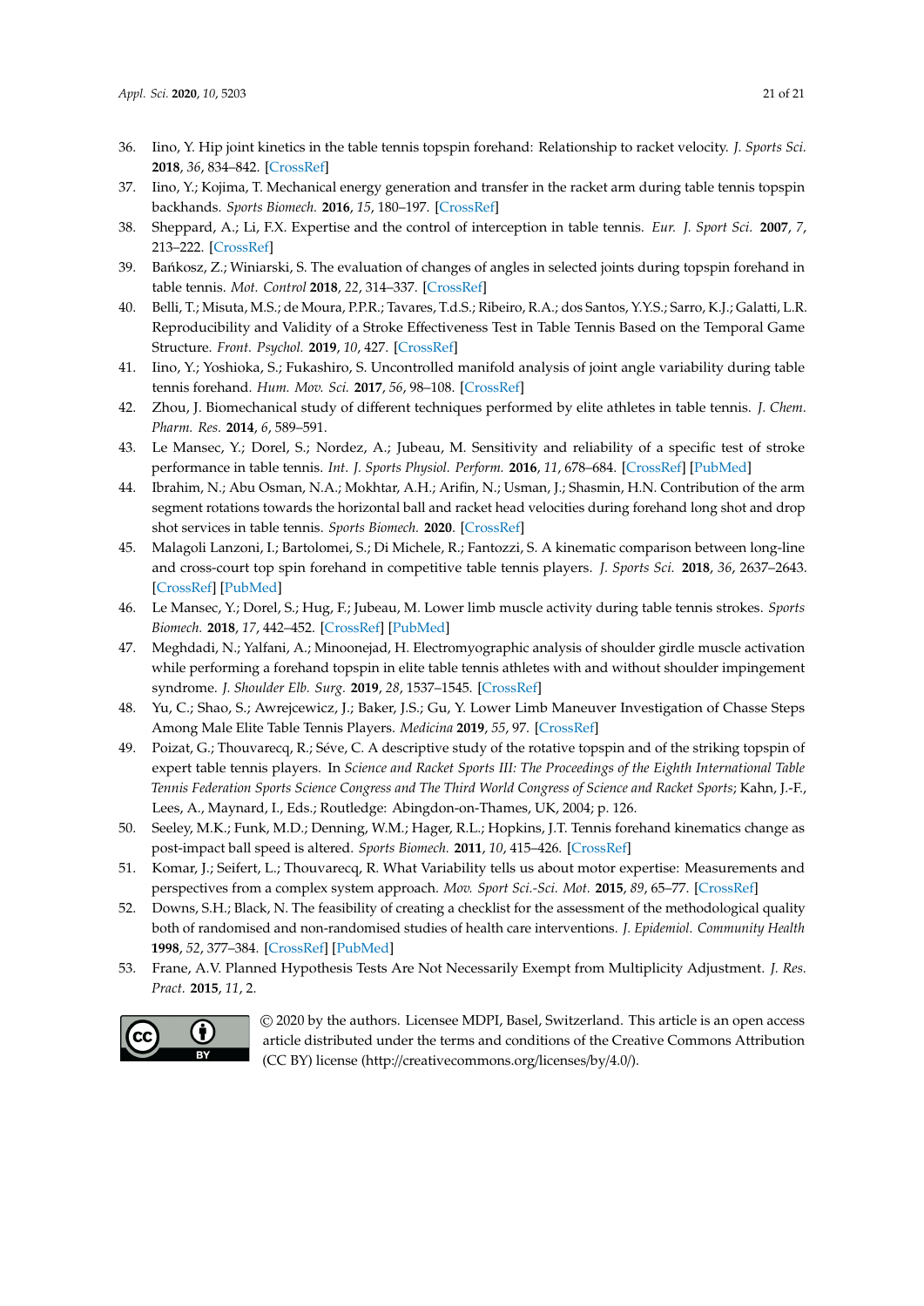36. Iino, Y. Hip joint kinetics in the table tennis topspin forehand: Relationship to racket velocity. *J. Sports Sci.* **2018**, *36*, 834–842. [CrossRef]
37. Iino, Y.; Kojima, T. Mechanical energy generation and transfer in the racket arm during table tennis topspin backhands. *Sports Biomech.* **2016**, *15*, 180–197. [CrossRef]
38. Sheppard, A.; Li, F.X. Expertise and the control of interception in table tennis. *Eur. J. Sport Sci.* **2007**, *7*, 213–222. [CrossRef]
39. Bańkosz, Z.; Winiarski, S. The evaluation of changes of angles in selected joints during topspin forehand in table tennis. *Mot. Control* **2018**, *22*, 314–337. [CrossRef]
40. Belli, T.; Misuta, M.S.; de Moura, P.P.R.; Tavares, T.d.S.; Ribeiro, R.A.; dos Santos, Y.Y.S.; Sarro, K.J.; Galatti, L.R. Reproducibility and Validity of a Stroke Effectiveness Test in Table Tennis Based on the Temporal Game Structure. *Front. Psychol.* **2019**, *10*, 427. [CrossRef]
41. Iino, Y.; Yoshioka, S.; Fukashiro, S. Uncontrolled manifold analysis of joint angle variability during table tennis forehand. *Hum. Mov. Sci.* **2017**, *56*, 98–108. [CrossRef]
42. Zhou, J. Biomechanical study of different techniques performed by elite athletes in table tennis. *J. Chem. Pharm. Res.* **2014**, *6*, 589–591.
43. Le Mansec, Y.; Dorel, S.; Nordez, A.; Jubeau, M. Sensitivity and reliability of a specific test of stroke performance in table tennis. *Int. J. Sports Physiol. Perform.* **2016**, *11*, 678–684. [CrossRef] [PubMed]
44. Ibrahim, N.; Abu Osman, N.A.; Mokhtar, A.H.; Arifin, N.; Usman, J.; Shasmin, H.N. Contribution of the arm segment rotations towards the horizontal ball and racket head velocities during forehand long shot and drop shot services in table tennis. *Sports Biomech.* **2020**. [CrossRef]
45. Malagoli Lanzoni, I.; Bartolomei, S.; Di Michele, R.; Fantozzi, S. A kinematic comparison between long-line and cross-court top spin forehand in competitive table tennis players. *J. Sports Sci.* **2018**, *36*, 2637–2643. [CrossRef] [PubMed]
46. Le Mansec, Y.; Dorel, S.; Hug, F.; Jubeau, M. Lower limb muscle activity during table tennis strokes. *Sports Biomech.* **2018**, *17*, 442–452. [CrossRef] [PubMed]
47. Meghdadi, N.; Yalfani, A.; Minoonejad, H. Electromyographic analysis of shoulder girdle muscle activation while performing a forehand topspin in elite table tennis athletes with and without shoulder impingement syndrome. *J. Shoulder Elb. Surg.* **2019**, *28*, 1537–1545. [CrossRef]
48. Yu, C.; Shao, S.; Awrejcewicz, J.; Baker, J.S.; Gu, Y. Lower Limb Maneuver Investigation of Chasse Steps Among Male Elite Table Tennis Players. *Medicina* **2019**, *55*, 97. [CrossRef]
49. Poizat, G.; Thouvarecq, R.; Séve, C. A descriptive study of the rotative topspin and of the striking topspin of expert table tennis players. In *Science and Racket Sports III: The Proceedings of the Eighth International Table Tennis Federation Sports Science Congress and The Third World Congress of Science and Racket Sports*; Kahn, J.-F., Lees, A., Maynard, I., Eds.; Routledge: Abingdon-on-Thames, UK, 2004; p. 126.
50. Seeley, M.K.; Funk, M.D.; Denning, W.M.; Hager, R.L.; Hopkins, J.T. Tennis forehand kinematics change as post-impact ball speed is altered. *Sports Biomech.* **2011**, *10*, 415–426. [CrossRef]
51. Komar, J.; Seifert, L.; Thouvarecq, R. What Variability tells us about motor expertise: Measurements and perspectives from a complex system approach. *Mov. Sport Sci.-Sci. Mot.* **2015**, *89*, 65–77. [CrossRef]
52. Downs, S.H.; Black, N. The feasibility of creating a checklist for the assessment of the methodological quality both of randomised and non-randomised studies of health care interventions. *J. Epidemiol. Community Health* **1998**, *52*, 377–384. [CrossRef] [PubMed]
53. Frane, A.V. Planned Hypothesis Tests Are Not Necessarily Exempt from Multiplicity Adjustment. *J. Res. Pract.* **2015**, *11*, 2.

© 2020 by the authors. Licensee MDPI, Basel, Switzerland. This article is an open access article distributed under the terms and conditions of the Creative Commons Attribution (CC BY) license (http://creativecommons.org/licenses/by/4.0/).